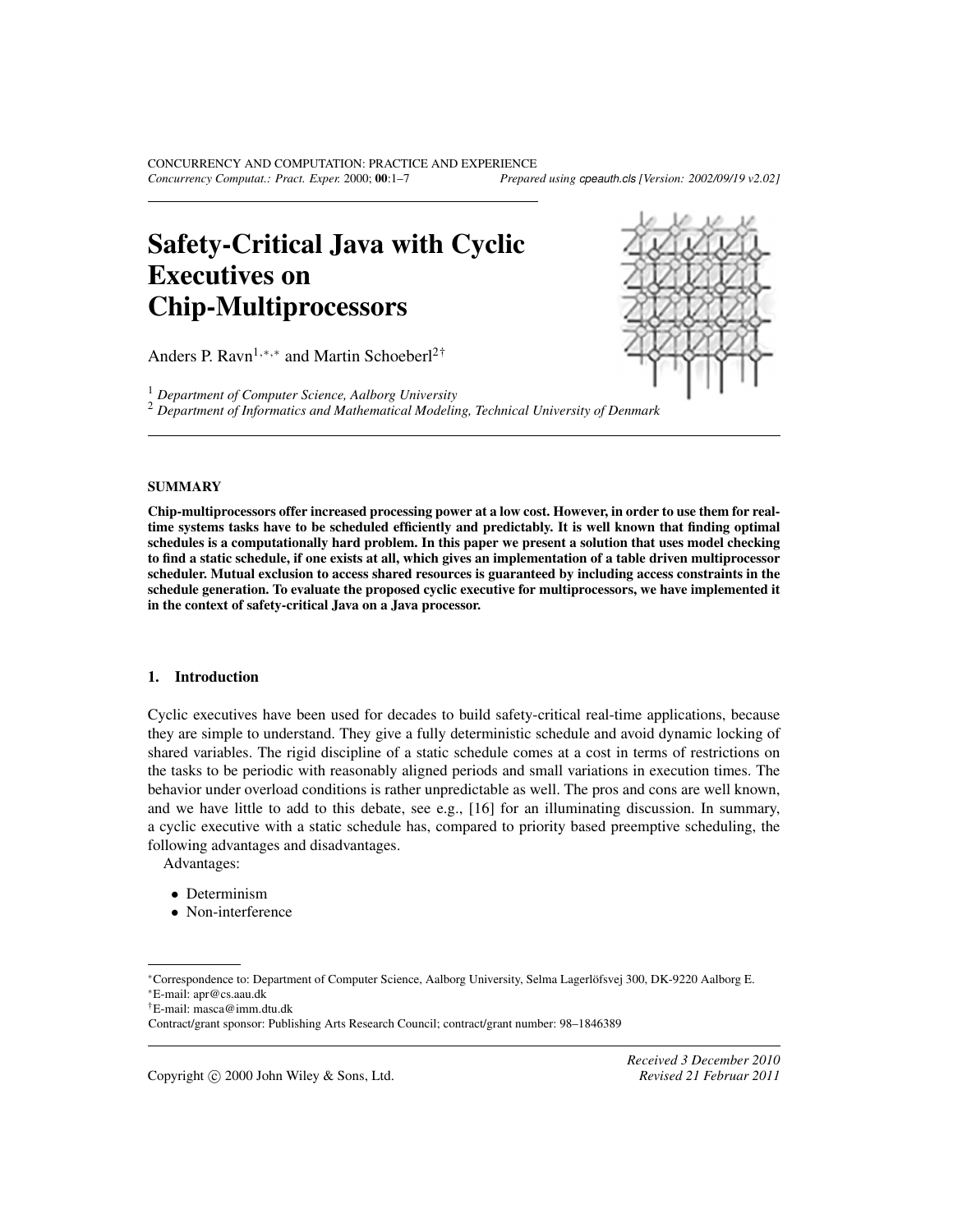# Safety-Critical Java with Cyclic Executives on Chip-Multiprocessors

Anders P. Ravn[1,*,*] and Martin Schoeberl[2†]

[1] *Department of Computer Science, Aalborg University*
[2] *Department of Informatics and Mathematical Modeling, Technical University of Denmark*

## SUMMARY

**Chip-multiprocessors offer increased processing power at a low cost. However, in order to use them for real-time systems tasks have to be scheduled efficiently and predictably. It is well known that finding optimal schedules is a computationally hard problem. In this paper we present a solution that uses model checking to find a static schedule, if one exists at all, which gives an implementation of a table driven multiprocessor scheduler. Mutual exclusion to access shared resources is guaranteed by including access constraints in the schedule generation. To evaluate the proposed cyclic executive for multiprocessors, we have implemented it in the context of safety-critical Java on a Java processor.**

## 1. Introduction

Cyclic executives have been used for decades to build safety-critical real-time applications, because they are simple to understand. They give a fully deterministic schedule and avoid dynamic locking of shared variables. The rigid discipline of a static schedule comes at a cost in terms of restrictions on the tasks to be periodic with reasonably aligned periods and small variations in execution times. The behavior under overload conditions is rather unpredictable as well. The pros and cons are well known, and we have little to add to this debate, see e.g., [16] for an illuminating discussion. In summary, a cyclic executive with a static schedule has, compared to priority based preemptive scheduling, the following advantages and disadvantages.

Advantages:

- Determinism
- Non-interference

---

*Correspondence to: Department of Computer Science, Aalborg University, Selma Lagerlöfsvej 300, DK-9220 Aalborg E.
*E-mail: apr@cs.aau.dk
†E-mail: masca@imm.dtu.dk
Contract/grant sponsor: Publishing Arts Research Council; contract/grant number: 98–1846389

*Received 3 December 2010*
*Revised 21 Februar 2011*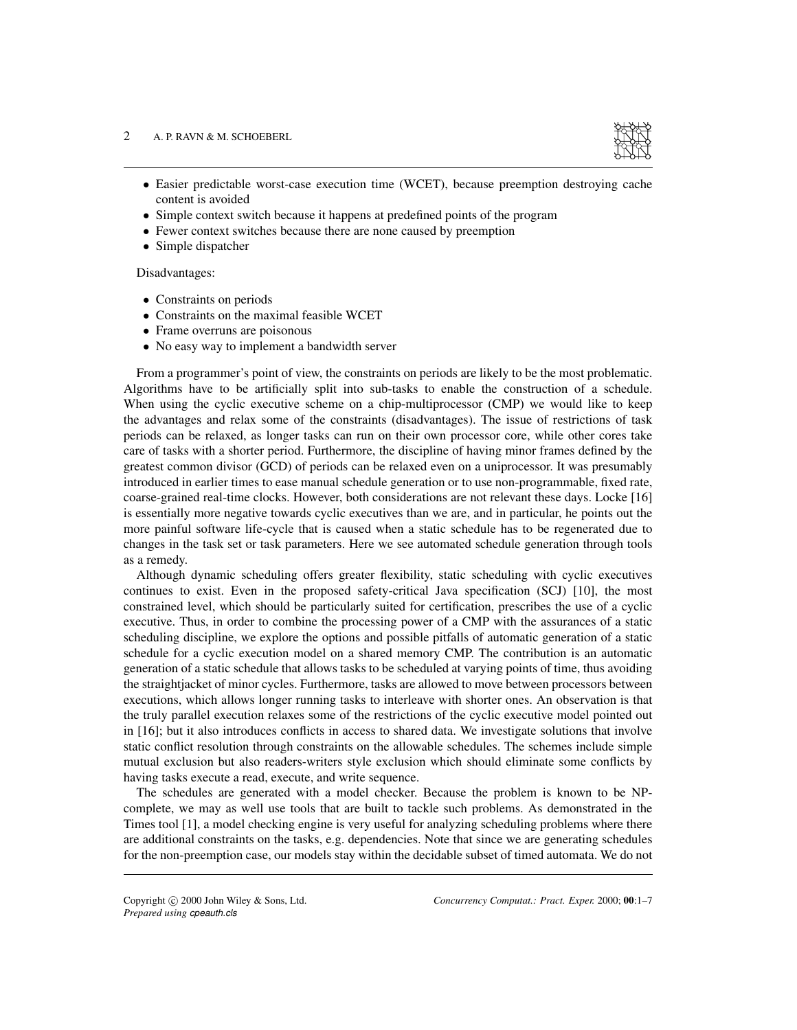- Easier predictable worst-case execution time (WCET), because preemption destroying cache content is avoided
- Simple context switch because it happens at predefined points of the program
- Fewer context switches because there are none caused by preemption
- Simple dispatcher

Disadvantages:

- Constraints on periods
- Constraints on the maximal feasible WCET
- Frame overruns are poisonous
- No easy way to implement a bandwidth server

From a programmer's point of view, the constraints on periods are likely to be the most problematic. Algorithms have to be artificially split into sub-tasks to enable the construction of a schedule. When using the cyclic executive scheme on a chip-multiprocessor (CMP) we would like to keep the advantages and relax some of the constraints (disadvantages). The issue of restrictions of task periods can be relaxed, as longer tasks can run on their own processor core, while other cores take care of tasks with a shorter period. Furthermore, the discipline of having minor frames defined by the greatest common divisor (GCD) of periods can be relaxed even on a uniprocessor. It was presumably introduced in earlier times to ease manual schedule generation or to use non-programmable, fixed rate, coarse-grained real-time clocks. However, both considerations are not relevant these days. Locke [16] is essentially more negative towards cyclic executives than we are, and in particular, he points out the more painful software life-cycle that is caused when a static schedule has to be regenerated due to changes in the task set or task parameters. Here we see automated schedule generation through tools as a remedy.

Although dynamic scheduling offers greater flexibility, static scheduling with cyclic executives continues to exist. Even in the proposed safety-critical Java specification (SCJ) [10], the most constrained level, which should be particularly suited for certification, prescribes the use of a cyclic executive. Thus, in order to combine the processing power of a CMP with the assurances of a static scheduling discipline, we explore the options and possible pitfalls of automatic generation of a static schedule for a cyclic execution model on a shared memory CMP. The contribution is an automatic generation of a static schedule that allows tasks to be scheduled at varying points of time, thus avoiding the straightjacket of minor cycles. Furthermore, tasks are allowed to move between processors between executions, which allows longer running tasks to interleave with shorter ones. An observation is that the truly parallel execution relaxes some of the restrictions of the cyclic executive model pointed out in [16]; but it also introduces conflicts in access to shared data. We investigate solutions that involve static conflict resolution through constraints on the allowable schedules. The schemes include simple mutual exclusion but also readers-writers style exclusion which should eliminate some conflicts by having tasks execute a read, execute, and write sequence.

The schedules are generated with a model checker. Because the problem is known to be NP-complete, we may as well use tools that are built to tackle such problems. As demonstrated in the Times tool [1], a model checking engine is very useful for analyzing scheduling problems where there are additional constraints on the tasks, e.g. dependencies. Note that since we are generating schedules for the non-preemption case, our models stay within the decidable subset of timed automata. We do not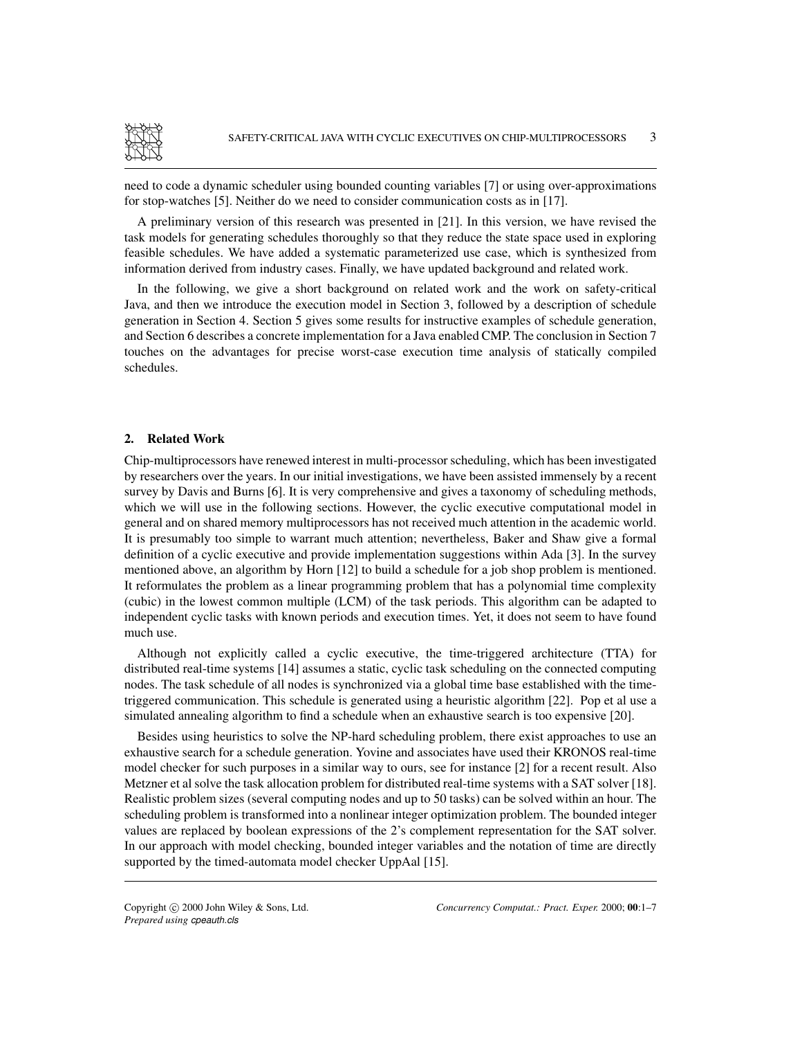need to code a dynamic scheduler using bounded counting variables [7] or using over-approximations for stop-watches [5]. Neither do we need to consider communication costs as in [17].

A preliminary version of this research was presented in [21]. In this version, we have revised the task models for generating schedules thoroughly so that they reduce the state space used in exploring feasible schedules. We have added a systematic parameterized use case, which is synthesized from information derived from industry cases. Finally, we have updated background and related work.

In the following, we give a short background on related work and the work on safety-critical Java, and then we introduce the execution model in Section 3, followed by a description of schedule generation in Section 4. Section 5 gives some results for instructive examples of schedule generation, and Section 6 describes a concrete implementation for a Java enabled CMP. The conclusion in Section 7 touches on the advantages for precise worst-case execution time analysis of statically compiled schedules.

## 2. Related Work

Chip-multiprocessors have renewed interest in multi-processor scheduling, which has been investigated by researchers over the years. In our initial investigations, we have been assisted immensely by a recent survey by Davis and Burns [6]. It is very comprehensive and gives a taxonomy of scheduling methods, which we will use in the following sections. However, the cyclic executive computational model in general and on shared memory multiprocessors has not received much attention in the academic world. It is presumably too simple to warrant much attention; nevertheless, Baker and Shaw give a formal definition of a cyclic executive and provide implementation suggestions within Ada [3]. In the survey mentioned above, an algorithm by Horn [12] to build a schedule for a job shop problem is mentioned. It reformulates the problem as a linear programming problem that has a polynomial time complexity (cubic) in the lowest common multiple (LCM) of the task periods. This algorithm can be adapted to independent cyclic tasks with known periods and execution times. Yet, it does not seem to have found much use.

Although not explicitly called a cyclic executive, the time-triggered architecture (TTA) for distributed real-time systems [14] assumes a static, cyclic task scheduling on the connected computing nodes. The task schedule of all nodes is synchronized via a global time base established with the time-triggered communication. This schedule is generated using a heuristic algorithm [22]. Pop et al use a simulated annealing algorithm to find a schedule when an exhaustive search is too expensive [20].

Besides using heuristics to solve the NP-hard scheduling problem, there exist approaches to use an exhaustive search for a schedule generation. Yovine and associates have used their KRONOS real-time model checker for such purposes in a similar way to ours, see for instance [2] for a recent result. Also Metzner et al solve the task allocation problem for distributed real-time systems with a SAT solver [18]. Realistic problem sizes (several computing nodes and up to 50 tasks) can be solved within an hour. The scheduling problem is transformed into a nonlinear integer optimization problem. The bounded integer values are replaced by boolean expressions of the 2's complement representation for the SAT solver. In our approach with model checking, bounded integer variables and the notation of time are directly supported by the timed-automata model checker UppAal [15].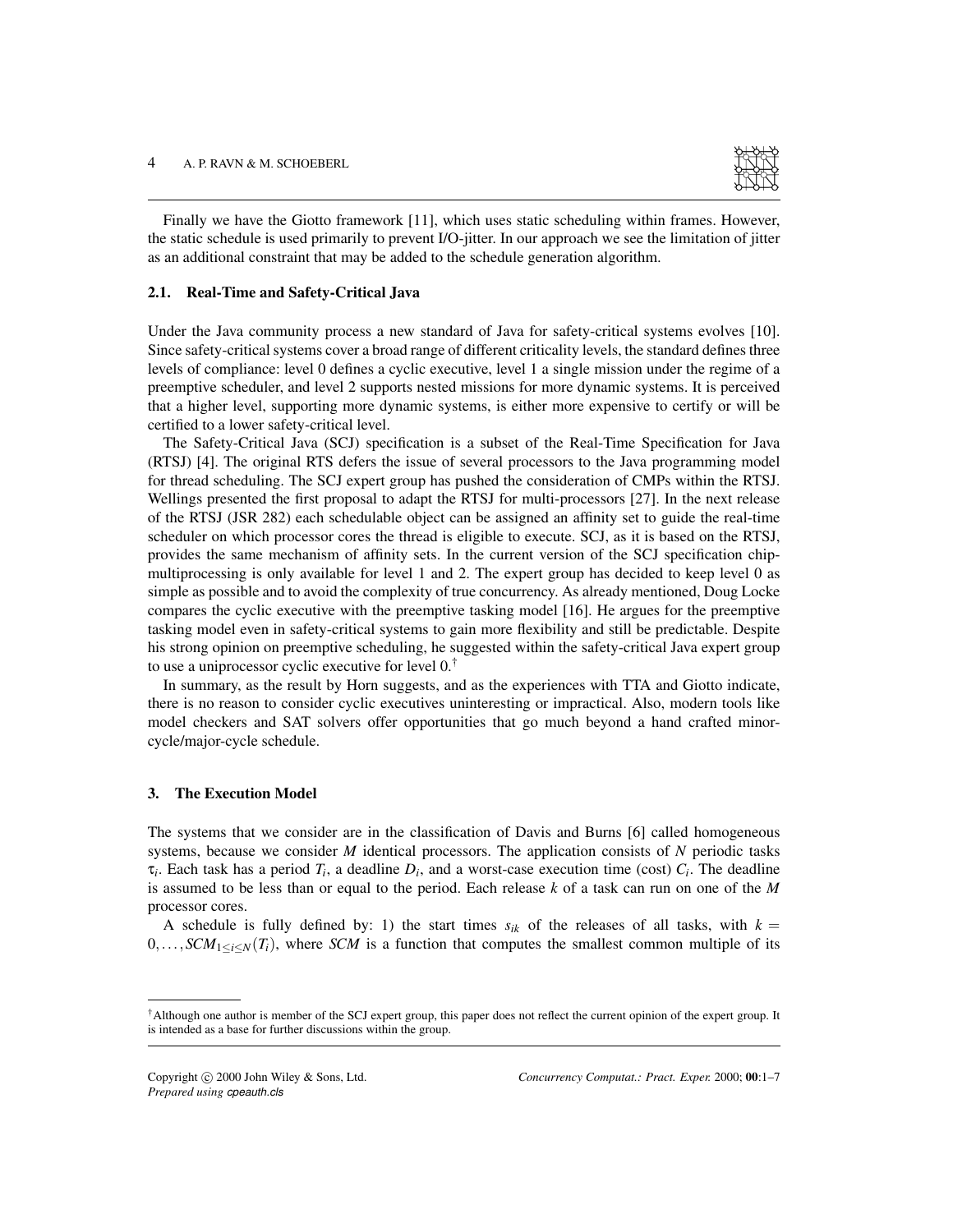Finally we have the Giotto framework [11], which uses static scheduling within frames. However, the static schedule is used primarily to prevent I/O-jitter. In our approach we see the limitation of jitter as an additional constraint that may be added to the schedule generation algorithm.

### 2.1. Real-Time and Safety-Critical Java

Under the Java community process a new standard of Java for safety-critical systems evolves [10]. Since safety-critical systems cover a broad range of different criticality levels, the standard defines three levels of compliance: level 0 defines a cyclic executive, level 1 a single mission under the regime of a preemptive scheduler, and level 2 supports nested missions for more dynamic systems. It is perceived that a higher level, supporting more dynamic systems, is either more expensive to certify or will be certified to a lower safety-critical level.

The Safety-Critical Java (SCJ) specification is a subset of the Real-Time Specification for Java (RTSJ) [4]. The original RTS defers the issue of several processors to the Java programming model for thread scheduling. The SCJ expert group has pushed the consideration of CMPs within the RTSJ. Wellings presented the first proposal to adapt the RTSJ for multi-processors [27]. In the next release of the RTSJ (JSR 282) each schedulable object can be assigned an affinity set to guide the real-time scheduler on which processor cores the thread is eligible to execute. SCJ, as it is based on the RTSJ, provides the same mechanism of affinity sets. In the current version of the SCJ specification chip-multiprocessing is only available for level 1 and 2. The expert group has decided to keep level 0 as simple as possible and to avoid the complexity of true concurrency. As already mentioned, Doug Locke compares the cyclic executive with the preemptive tasking model [16]. He argues for the preemptive tasking model even in safety-critical systems to gain more flexibility and still be predictable. Despite his strong opinion on preemptive scheduling, he suggested within the safety-critical Java expert group to use a uniprocessor cyclic executive for level 0.[†]

In summary, as the result by Horn suggests, and as the experiences with TTA and Giotto indicate, there is no reason to consider cyclic executives uninteresting or impractical. Also, modern tools like model checkers and SAT solvers offer opportunities that go much beyond a hand crafted minor-cycle/major-cycle schedule.

## 3. The Execution Model

The systems that we consider are in the classification of Davis and Burns [6] called homogeneous systems, because we consider $M$ identical processors. The application consists of $N$ periodic tasks $\tau_i$. Each task has a period $T_i$, a deadline $D_i$, and a worst-case execution time (cost) $C_i$. The deadline is assumed to be less than or equal to the period. Each release $k$ of a task can run on one of the $M$ processor cores.

A schedule is fully defined by: 1) the start times $s_{ik}$ of the releases of all tasks, with $k = 0, \ldots, SCM_{1 \leq i \leq N}(T_i)$, where $SCM$ is a function that computes the smallest common multiple of its

---

[†] Although one author is member of the SCJ expert group, this paper does not reflect the current opinion of the expert group. It is intended as a base for further discussions within the group.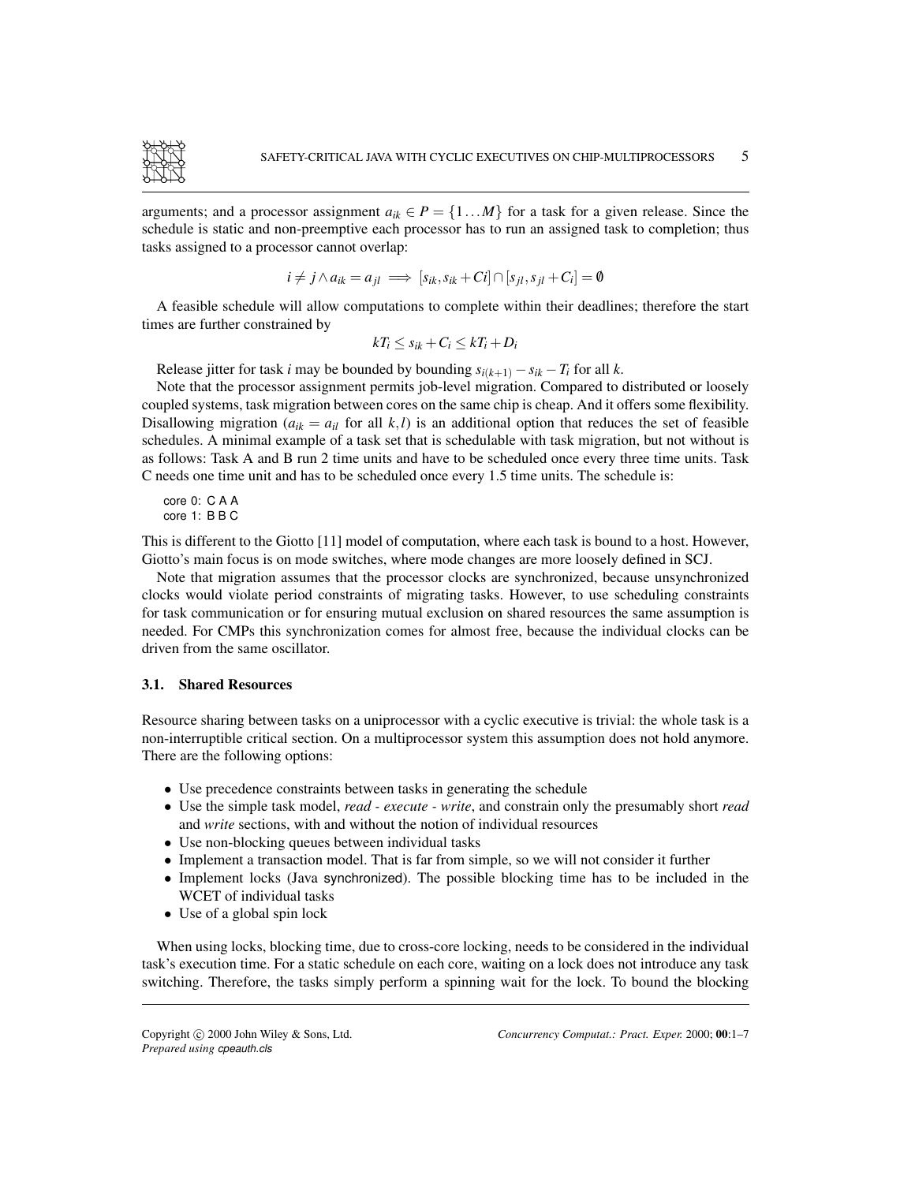arguments; and a processor assignment $a_{ik} \in P = \{1 \ldots M\}$ for a task for a given release. Since the schedule is static and non-preemptive each processor has to run an assigned task to completion; thus tasks assigned to a processor cannot overlap:

$$i \neq j \wedge a_{ik} = a_{jl} \implies [s_{ik}, s_{ik} + Ci] \cap [s_{jl}, s_{jl} + C_i] = \emptyset$$

A feasible schedule will allow computations to complete within their deadlines; therefore the start times are further constrained by

$$kT_i \leq s_{ik} + C_i \leq kT_i + D_i$$

Release jitter for task $i$ may be bounded by bounding $s_{i(k+1)} - s_{ik} - T_i$ for all $k$.

Note that the processor assignment permits job-level migration. Compared to distributed or loosely coupled systems, task migration between cores on the same chip is cheap. And it offers some flexibility. Disallowing migration ($a_{ik} = a_{il}$ for all $k, l$) is an additional option that reduces the set of feasible schedules. A minimal example of a task set that is schedulable with task migration, but not without is as follows: Task A and B run 2 time units and have to be scheduled once every three time units. Task C needs one time unit and has to be scheduled once every 1.5 time units. The schedule is:

```
core 0: C A A
core 1: B B C
```

This is different to the Giotto [11] model of computation, where each task is bound to a host. However, Giotto's main focus is on mode switches, where mode changes are more loosely defined in SCJ.

Note that migration assumes that the processor clocks are synchronized, because unsynchronized clocks would violate period constraints of migrating tasks. However, to use scheduling constraints for task communication or for ensuring mutual exclusion on shared resources the same assumption is needed. For CMPs this synchronization comes for almost free, because the individual clocks can be driven from the same oscillator.

### 3.1. Shared Resources

Resource sharing between tasks on a uniprocessor with a cyclic executive is trivial: the whole task is a non-interruptible critical section. On a multiprocessor system this assumption does not hold anymore. There are the following options:

- Use precedence constraints between tasks in generating the schedule
- Use the simple task model, *read - execute - write*, and constrain only the presumably short *read* and *write* sections, with and without the notion of individual resources
- Use non-blocking queues between individual tasks
- Implement a transaction model. That is far from simple, so we will not consider it further
- Implement locks (Java `synchronized`). The possible blocking time has to be included in the WCET of individual tasks
- Use of a global spin lock

When using locks, blocking time, due to cross-core locking, needs to be considered in the individual task's execution time. For a static schedule on each core, waiting on a lock does not introduce any task switching. Therefore, the tasks simply perform a spinning wait for the lock. To bound the blocking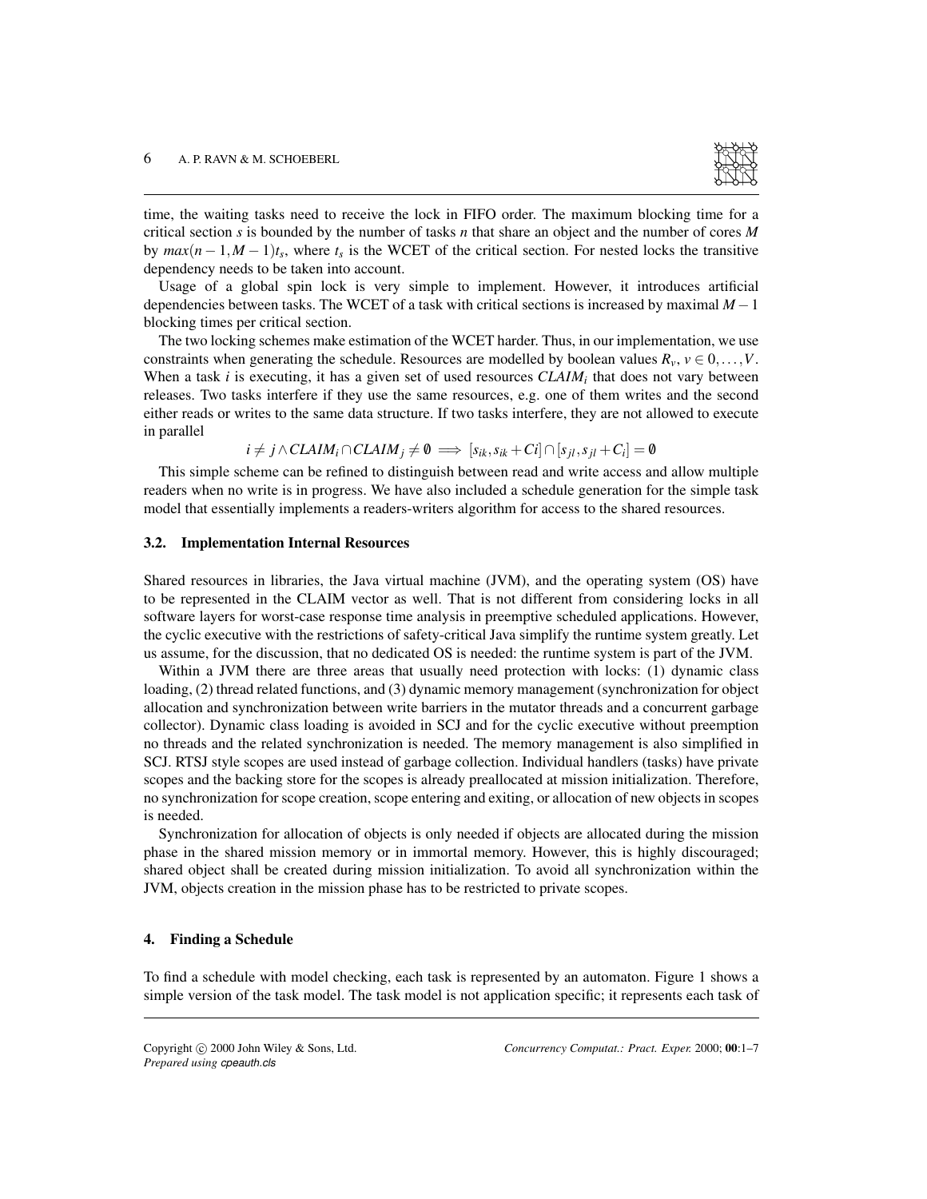time, the waiting tasks need to receive the lock in FIFO order. The maximum blocking time for a critical section $s$ is bounded by the number of tasks $n$ that share an object and the number of cores $M$ by $max(n-1, M-1)t_s$, where $t_s$ is the WCET of the critical section. For nested locks the transitive dependency needs to be taken into account.

Usage of a global spin lock is very simple to implement. However, it introduces artificial dependencies between tasks. The WCET of a task with critical sections is increased by maximal $M-1$ blocking times per critical section.

The two locking schemes make estimation of the WCET harder. Thus, in our implementation, we use constraints when generating the schedule. Resources are modelled by boolean values $R_v$, $v \in 0, \ldots, V$. When a task $i$ is executing, it has a given set of used resources $CLAIM_i$ that does not vary between releases. Two tasks interfere if they use the same resources, e.g. one of them writes and the second either reads or writes to the same data structure. If two tasks interfere, they are not allowed to execute in parallel

$$i \neq j \wedge CLAIM_i \cap CLAIM_j \neq \emptyset \implies [s_{ik}, s_{ik} + Ci] \cap [s_{jl}, s_{jl} + C_i] = \emptyset$$

This simple scheme can be refined to distinguish between read and write access and allow multiple readers when no write is in progress. We have also included a schedule generation for the simple task model that essentially implements a readers-writers algorithm for access to the shared resources.

### 3.2. Implementation Internal Resources

Shared resources in libraries, the Java virtual machine (JVM), and the operating system (OS) have to be represented in the CLAIM vector as well. That is not different from considering locks in all software layers for worst-case response time analysis in preemptive scheduled applications. However, the cyclic executive with the restrictions of safety-critical Java simplify the runtime system greatly. Let us assume, for the discussion, that no dedicated OS is needed: the runtime system is part of the JVM.

Within a JVM there are three areas that usually need protection with locks: (1) dynamic class loading, (2) thread related functions, and (3) dynamic memory management (synchronization for object allocation and synchronization between write barriers in the mutator threads and a concurrent garbage collector). Dynamic class loading is avoided in SCJ and for the cyclic executive without preemption no threads and the related synchronization is needed. The memory management is also simplified in SCJ. RTSJ style scopes are used instead of garbage collection. Individual handlers (tasks) have private scopes and the backing store for the scopes is already preallocated at mission initialization. Therefore, no synchronization for scope creation, scope entering and exiting, or allocation of new objects in scopes is needed.

Synchronization for allocation of objects is only needed if objects are allocated during the mission phase in the shared mission memory or in immortal memory. However, this is highly discouraged; shared object shall be created during mission initialization. To avoid all synchronization within the JVM, objects creation in the mission phase has to be restricted to private scopes.

## 4. Finding a Schedule

To find a schedule with model checking, each task is represented by an automaton. Figure 1 shows a simple version of the task model. The task model is not application specific; it represents each task of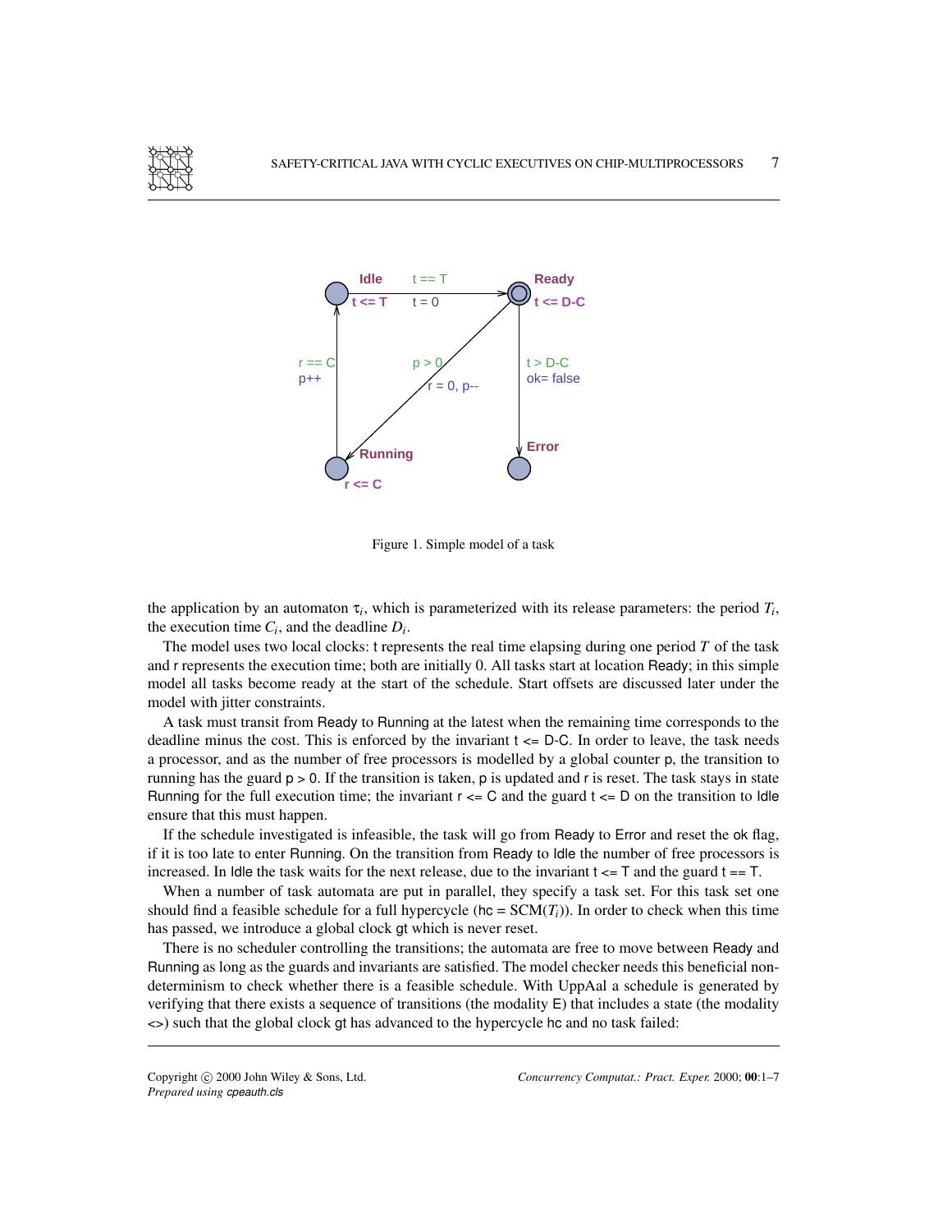Figure 1. Simple model of a task

the application by an automaton $\tau_i$, which is parameterized with its release parameters: the period $T_i$, the execution time $C_i$, and the deadline $D_i$.

The model uses two local clocks: t represents the real time elapsing during one period $T$ of the task and r represents the execution time; both are initially 0. All tasks start at location Ready; in this simple model all tasks become ready at the start of the schedule. Start offsets are discussed later under the model with jitter constraints.

A task must transit from Ready to Running at the latest when the remaining time corresponds to the deadline minus the cost. This is enforced by the invariant t <= D-C. In order to leave, the task needs a processor, and as the number of free processors is modelled by a global counter p, the transition to running has the guard p > 0. If the transition is taken, p is updated and r is reset. The task stays in state Running for the full execution time; the invariant r <= C and the guard t <= D on the transition to Idle ensure that this must happen.

If the schedule investigated is infeasible, the task will go from Ready to Error and reset the ok flag, if it is too late to enter Running. On the transition from Ready to Idle the number of free processors is increased. In Idle the task waits for the next release, due to the invariant t <= T and the guard t == T.

When a number of task automata are put in parallel, they specify a task set. For this task set one should find a feasible schedule for a full hypercycle (hc = SCM($T_i$)). In order to check when this time has passed, we introduce a global clock gt which is never reset.

There is no scheduler controlling the transitions; the automata are free to move between Ready and Running as long as the guards and invariants are satisfied. The model checker needs this beneficial non-determinism to check whether there is a feasible schedule. With UppAal a schedule is generated by verifying that there exists a sequence of transitions (the modality E) that includes a state (the modality <>) such that the global clock gt has advanced to the hypercycle hc and no task failed: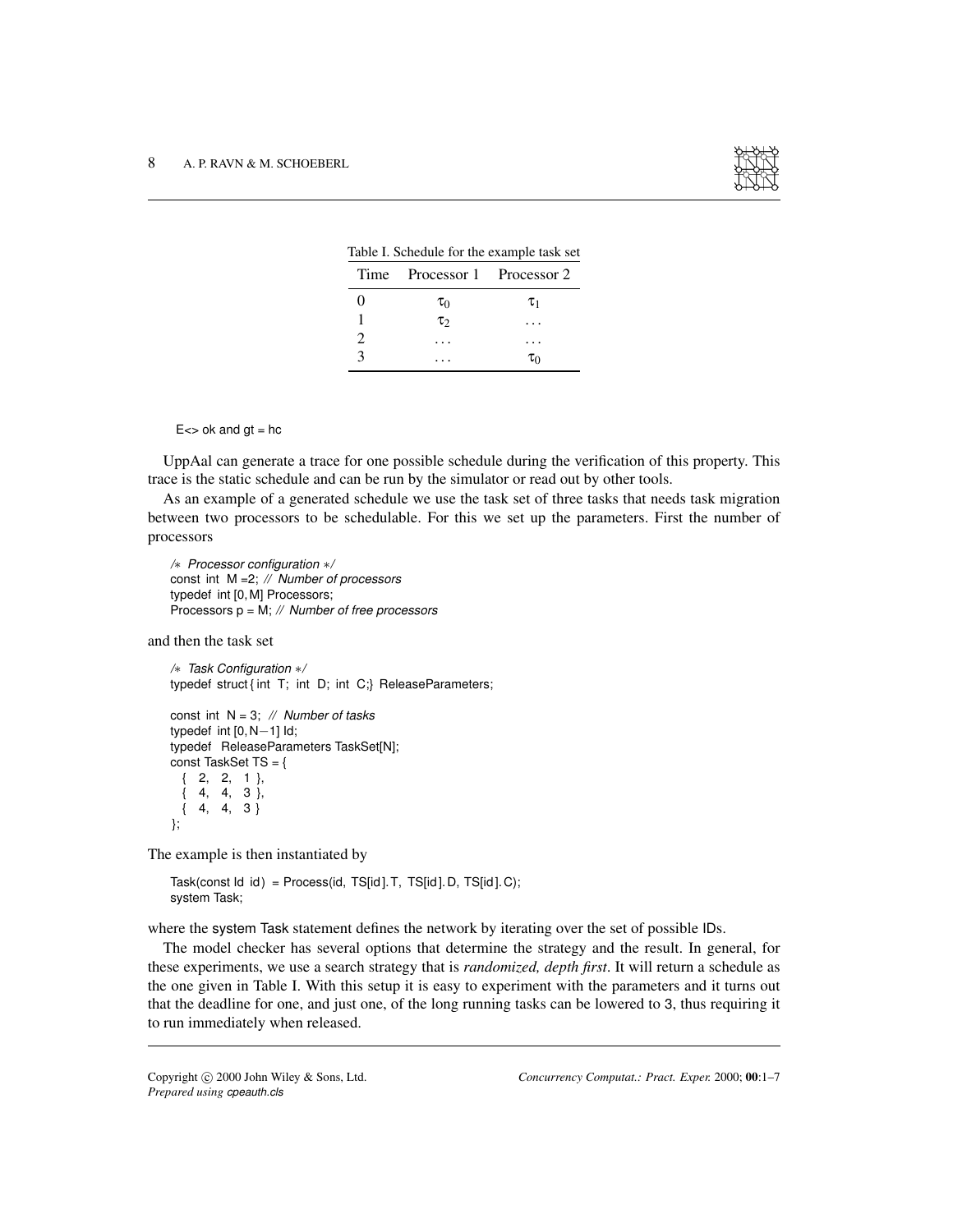Table I. Schedule for the example task set

| Time | Processor 1 | Processor 2 |
|---|---|---|
| 0 | $\tau_0$ | $\tau_1$ |
| 1 | $\tau_2$ | ... |
| 2 | ... | ... |
| 3 | ... | $\tau_0$ |

```
E<> ok and gt = hc
```

UppAal can generate a trace for one possible schedule during the verification of this property. This trace is the static schedule and can be run by the simulator or read out by other tools.

As an example of a generated schedule we use the task set of three tasks that needs task migration between two processors to be schedulable. For this we set up the parameters. First the number of processors

```
/* Processor configuration */
const int M =2; // Number of processors
typedef int [0, M] Processors;
Processors p = M; // Number of free processors
```

and then the task set

```
/* Task Configuration */
typedef struct{ int T; int D; int C;} ReleaseParameters;

const int N = 3; // Number of tasks
typedef int [0, N−1] Id;
typedef ReleaseParameters TaskSet[N];
const TaskSet TS = {
  { 2, 2, 1 },
  { 4, 4, 3 },
  { 4, 4, 3 }
};
```

The example is then instantiated by

```
Task(const Id id) = Process(id, TS[id].T, TS[id].D, TS[id].C);
system Task;
```

where the system Task statement defines the network by iterating over the set of possible IDs.

The model checker has several options that determine the strategy and the result. In general, for these experiments, we use a search strategy that is *randomized, depth first*. It will return a schedule as the one given in Table I. With this setup it is easy to experiment with the parameters and it turns out that the deadline for one, and just one, of the long running tasks can be lowered to 3, thus requiring it to run immediately when released.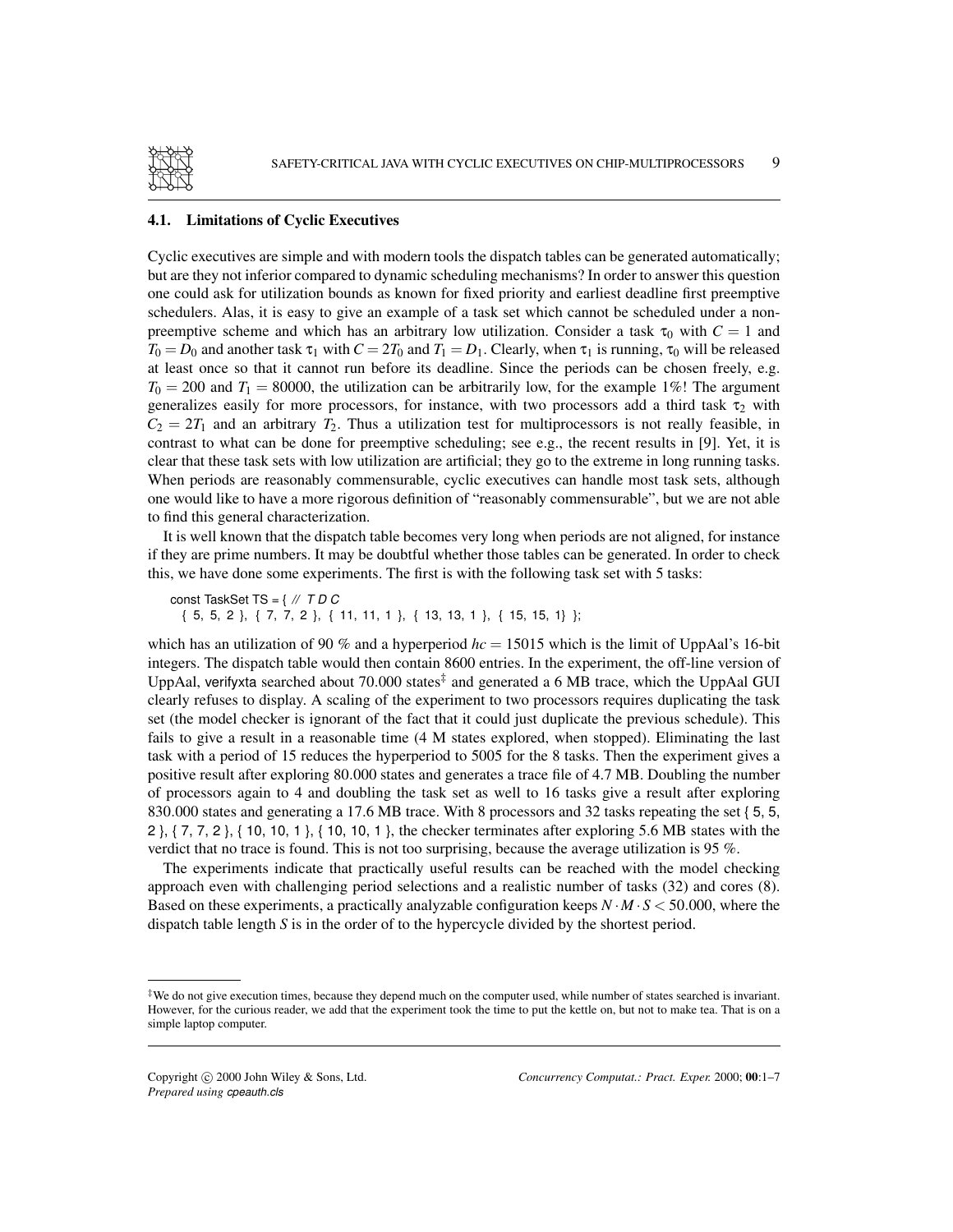### 4.1. Limitations of Cyclic Executives

Cyclic executives are simple and with modern tools the dispatch tables can be generated automatically; but are they not inferior compared to dynamic scheduling mechanisms? In order to answer this question one could ask for utilization bounds as known for fixed priority and earliest deadline first preemptive schedulers. Alas, it is easy to give an example of a task set which cannot be scheduled under a non-preemptive scheme and which has an arbitrary low utilization. Consider a task $\tau_0$ with $C = 1$ and $T_0 = D_0$ and another task $\tau_1$ with $C = 2T_0$ and $T_1 = D_1$. Clearly, when $\tau_1$ is running, $\tau_0$ will be released at least once so that it cannot run before its deadline. Since the periods can be chosen freely, e.g. $T_0 = 200$ and $T_1 = 80000$, the utilization can be arbitrarily low, for the example 1%! The argument generalizes easily for more processors, for instance, with two processors add a third task $\tau_2$ with $C_2 = 2T_1$ and an arbitrary $T_2$. Thus a utilization test for multiprocessors is not really feasible, in contrast to what can be done for preemptive scheduling; see e.g., the recent results in [9]. Yet, it is clear that these task sets with low utilization are artificial; they go to the extreme in long running tasks. When periods are reasonably commensurable, cyclic executives can handle most task sets, although one would like to have a more rigorous definition of "reasonably commensurable", but we are not able to find this general characterization.

It is well known that the dispatch table becomes very long when periods are not aligned, for instance if they are prime numbers. It may be doubtful whether those tables can be generated. In order to check this, we have done some experiments. The first is with the following task set with 5 tasks:

```
const TaskSet TS = { // T D C
  { 5, 5, 2 }, { 7, 7, 2 }, { 11, 11, 1 }, { 13, 13, 1 }, { 15, 15, 1} };
```

which has an utilization of 90 % and a hyperperiod $hc = 15015$ which is the limit of UppAal's 16-bit integers. The dispatch table would then contain 8600 entries. In the experiment, the off-line version of UppAal, verifyxta searched about 70.000 states[‡] and generated a 6 MB trace, which the UppAal GUI clearly refuses to display. A scaling of the experiment to two processors requires duplicating the task set (the model checker is ignorant of the fact that it could just duplicate the previous schedule). This fails to give a result in a reasonable time (4 M states explored, when stopped). Eliminating the last task with a period of 15 reduces the hyperperiod to 5005 for the 8 tasks. Then the experiment gives a positive result after exploring 80.000 states and generates a trace file of 4.7 MB. Doubling the number of processors again to 4 and doubling the task set as well to 16 tasks give a result after exploring 830.000 states and generating a 17.6 MB trace. With 8 processors and 32 tasks repeating the set { 5, 5, 2 }, { 7, 7, 2 }, { 10, 10, 1 }, { 10, 10, 1 }, the checker terminates after exploring 5.6 MB states with the verdict that no trace is found. This is not too surprising, because the average utilization is 95 %.

The experiments indicate that practically useful results can be reached with the model checking approach even with challenging period selections and a realistic number of tasks (32) and cores (8). Based on these experiments, a practically analyzable configuration keeps $N \cdot M \cdot S < 50.000$, where the dispatch table length $S$ is in the order of to the hypercycle divided by the shortest period.

---

[‡]We do not give execution times, because they depend much on the computer used, while number of states searched is invariant. However, for the curious reader, we add that the experiment took the time to put the kettle on, but not to make tea. That is on a simple laptop computer.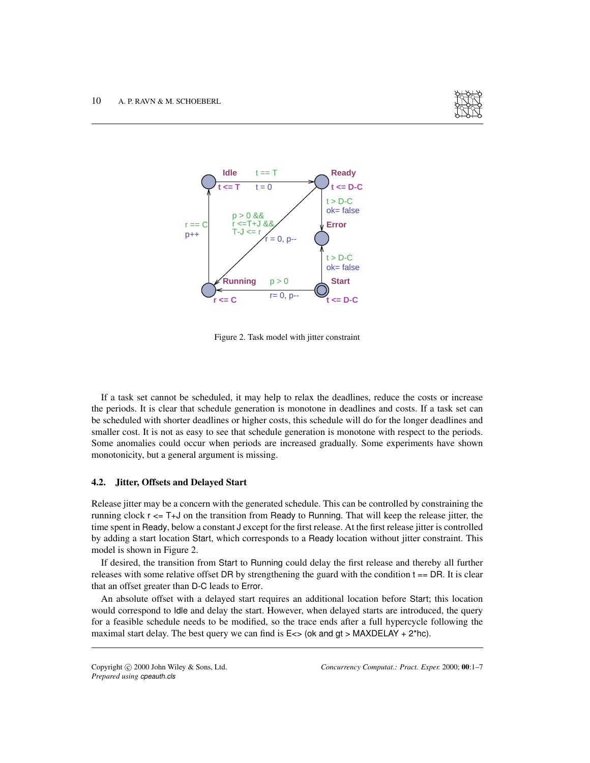Figure 2. Task model with jitter constraint

If a task set cannot be scheduled, it may help to relax the deadlines, reduce the costs or increase the periods. It is clear that schedule generation is monotone in deadlines and costs. If a task set can be scheduled with shorter deadlines or higher costs, this schedule will do for the longer deadlines and smaller cost. It is not as easy to see that schedule generation is monotone with respect to the periods. Some anomalies could occur when periods are increased gradually. Some experiments have shown monotonicity, but a general argument is missing.

### 4.2. Jitter, Offsets and Delayed Start

Release jitter may be a concern with the generated schedule. This can be controlled by constraining the running clock r <= T+J on the transition from Ready to Running. That will keep the release jitter, the time spent in Ready, below a constant J except for the first release. At the first release jitter is controlled by adding a start location Start, which corresponds to a Ready location without jitter constraint. This model is shown in Figure 2.

If desired, the transition from Start to Running could delay the first release and thereby all further releases with some relative offset DR by strengthening the guard with the condition t == DR. It is clear that an offset greater than D-C leads to Error.

An absolute offset with a delayed start requires an additional location before Start; this location would correspond to Idle and delay the start. However, when delayed starts are introduced, the query for a feasible schedule needs to be modified, so the trace ends after a full hypercycle following the maximal start delay. The best query we can find is E<> (ok and gt > MAXDELAY + 2*hc).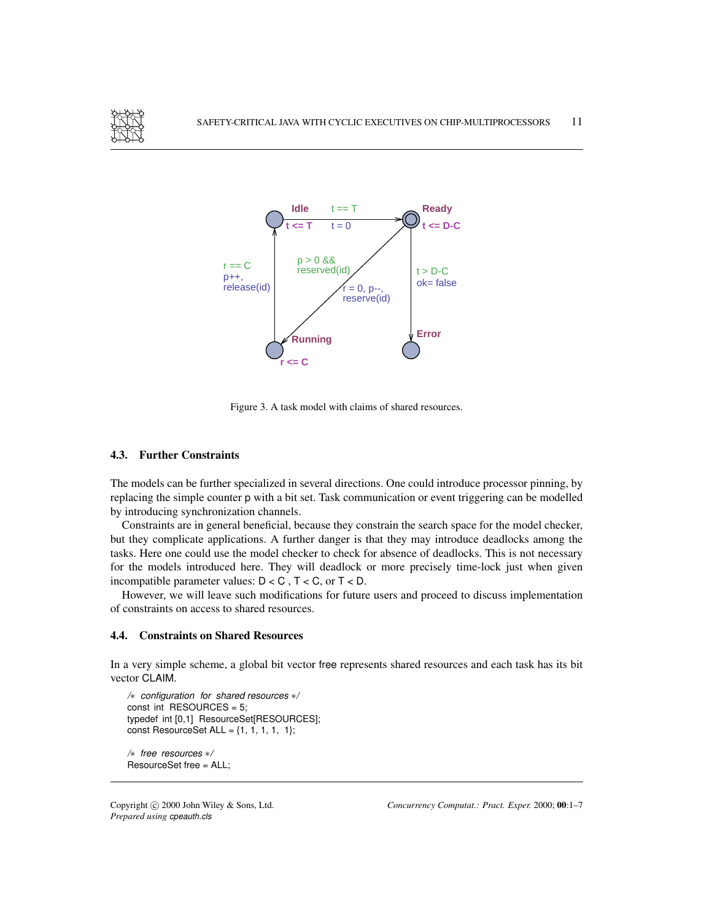Figure 3. A task model with claims of shared resources.

### 4.3. Further Constraints

The models can be further specialized in several directions. One could introduce processor pinning, by replacing the simple counter p with a bit set. Task communication or event triggering can be modelled by introducing synchronization channels.

Constraints are in general beneficial, because they constrain the search space for the model checker, but they complicate applications. A further danger is that they may introduce deadlocks among the tasks. Here one could use the model checker to check for absence of deadlocks. This is not necessary for the models introduced here. They will deadlock or more precisely time-lock just when given incompatible parameter values: D < C , T < C, or T < D.

However, we will leave such modifications for future users and proceed to discuss implementation of constraints on access to shared resources.

### 4.4. Constraints on Shared Resources

In a very simple scheme, a global bit vector free represents shared resources and each task has its bit vector CLAIM.

```
/* configuration for shared resources */
const int RESOURCES = 5;
typedef int [0,1] ResourceSet[RESOURCES];
const ResourceSet ALL = {1, 1, 1, 1, 1};

/* free resources */
ResourceSet free = ALL;
```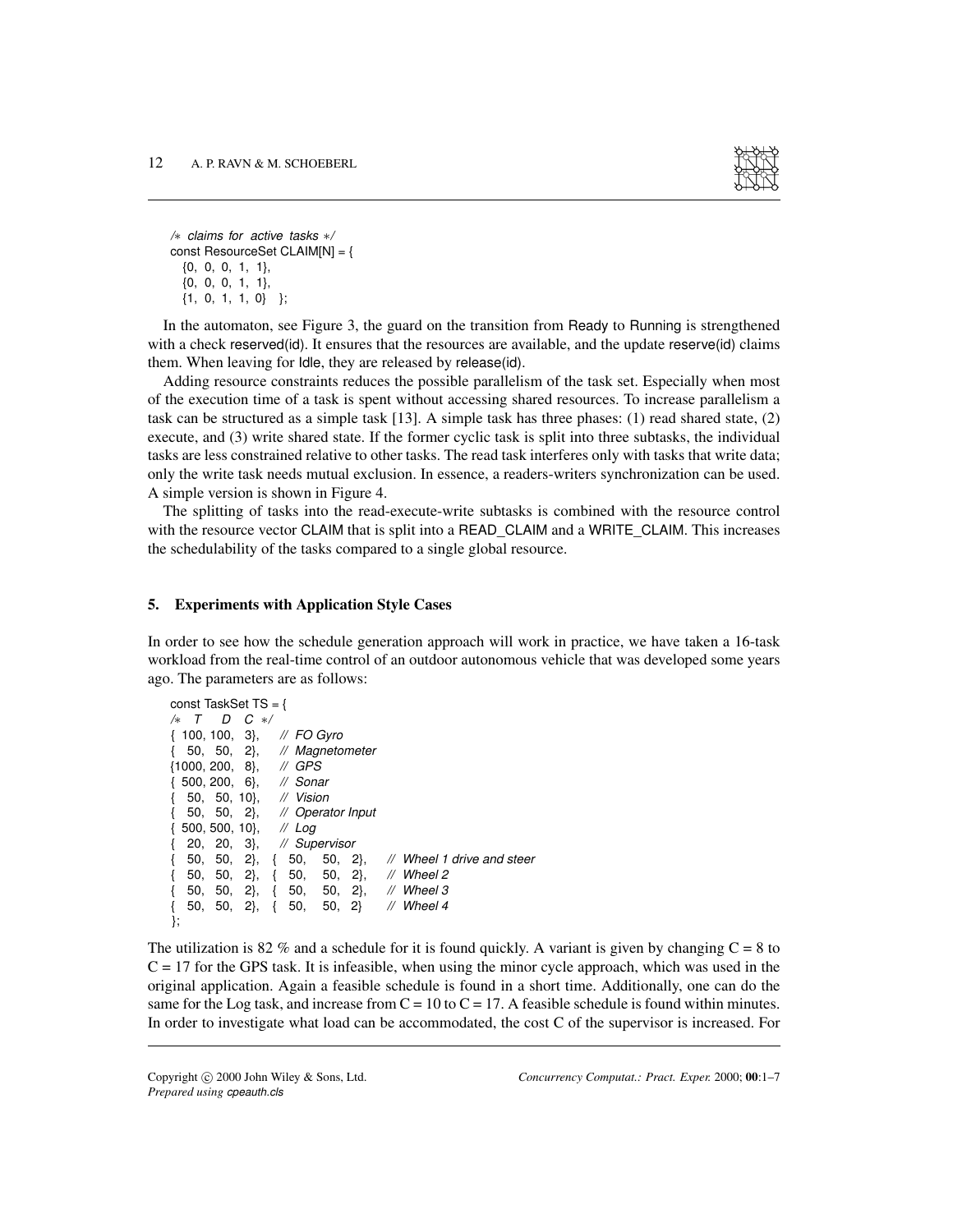```
/* claims for active tasks */
const ResourceSet CLAIM[N] = {
  {0, 0, 0, 1, 1},
  {0, 0, 0, 1, 1},
  {1, 0, 1, 1, 0}  };
```

In the automaton, see Figure 3, the guard on the transition from Ready to Running is strengthened with a check reserved(id). It ensures that the resources are available, and the update reserve(id) claims them. When leaving for Idle, they are released by release(id).

Adding resource constraints reduces the possible parallelism of the task set. Especially when most of the execution time of a task is spent without accessing shared resources. To increase parallelism a task can be structured as a simple task [13]. A simple task has three phases: (1) read shared state, (2) execute, and (3) write shared state. If the former cyclic task is split into three subtasks, the individual tasks are less constrained relative to other tasks. The read task interferes only with tasks that write data; only the write task needs mutual exclusion. In essence, a readers-writers synchronization can be used. A simple version is shown in Figure 4.

The splitting of tasks into the read-execute-write subtasks is combined with the resource control with the resource vector CLAIM that is split into a READ_CLAIM and a WRITE_CLAIM. This increases the schedulability of the tasks compared to a single global resource.

## 5. Experiments with Application Style Cases

In order to see how the schedule generation approach will work in practice, we have taken a 16-task workload from the real-time control of an outdoor autonomous vehicle that was developed some years ago. The parameters are as follows:

```
const TaskSet TS = {
/*  T    D   C  */
{ 100, 100,  3},    // FO Gyro
{  50,  50,  2},    // Magnetometer
{1000, 200,  8},    // GPS
{ 500, 200,  6},    // Sonar
{  50,  50, 10},    // Vision
{  50,  50,  2},    // Operator Input
{ 500, 500, 10},    // Log
{  20,  20,  3},    // Supervisor
{  50,  50,  2},  {  50,   50,  2},   // Wheel 1 drive and steer
{  50,  50,  2},  {  50,   50,  2},   // Wheel 2
{  50,  50,  2},  {  50,   50,  2},   // Wheel 3
{  50,  50,  2},  {  50,   50,  2}    // Wheel 4
};
```

The utilization is 82 % and a schedule for it is found quickly. A variant is given by changing C = 8 to C = 17 for the GPS task. It is infeasible, when using the minor cycle approach, which was used in the original application. Again a feasible schedule is found in a short time. Additionally, one can do the same for the Log task, and increase from C = 10 to C = 17. A feasible schedule is found within minutes. In order to investigate what load can be accommodated, the cost C of the supervisor is increased. For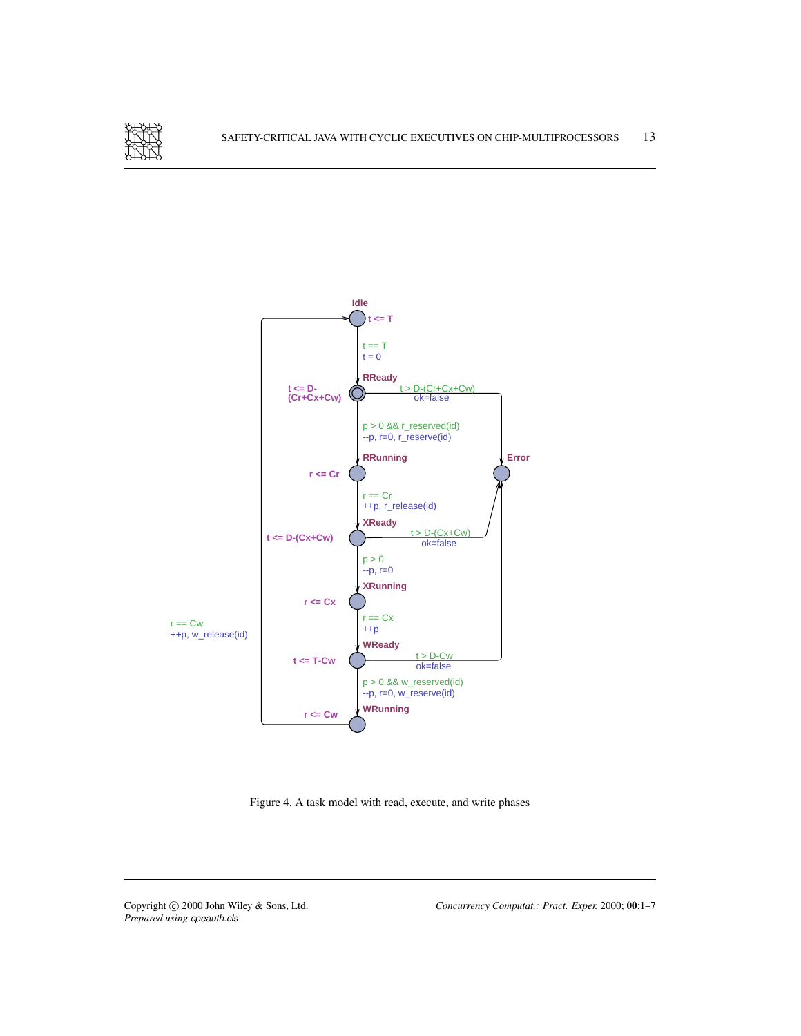Figure 4. A task model with read, execute, and write phases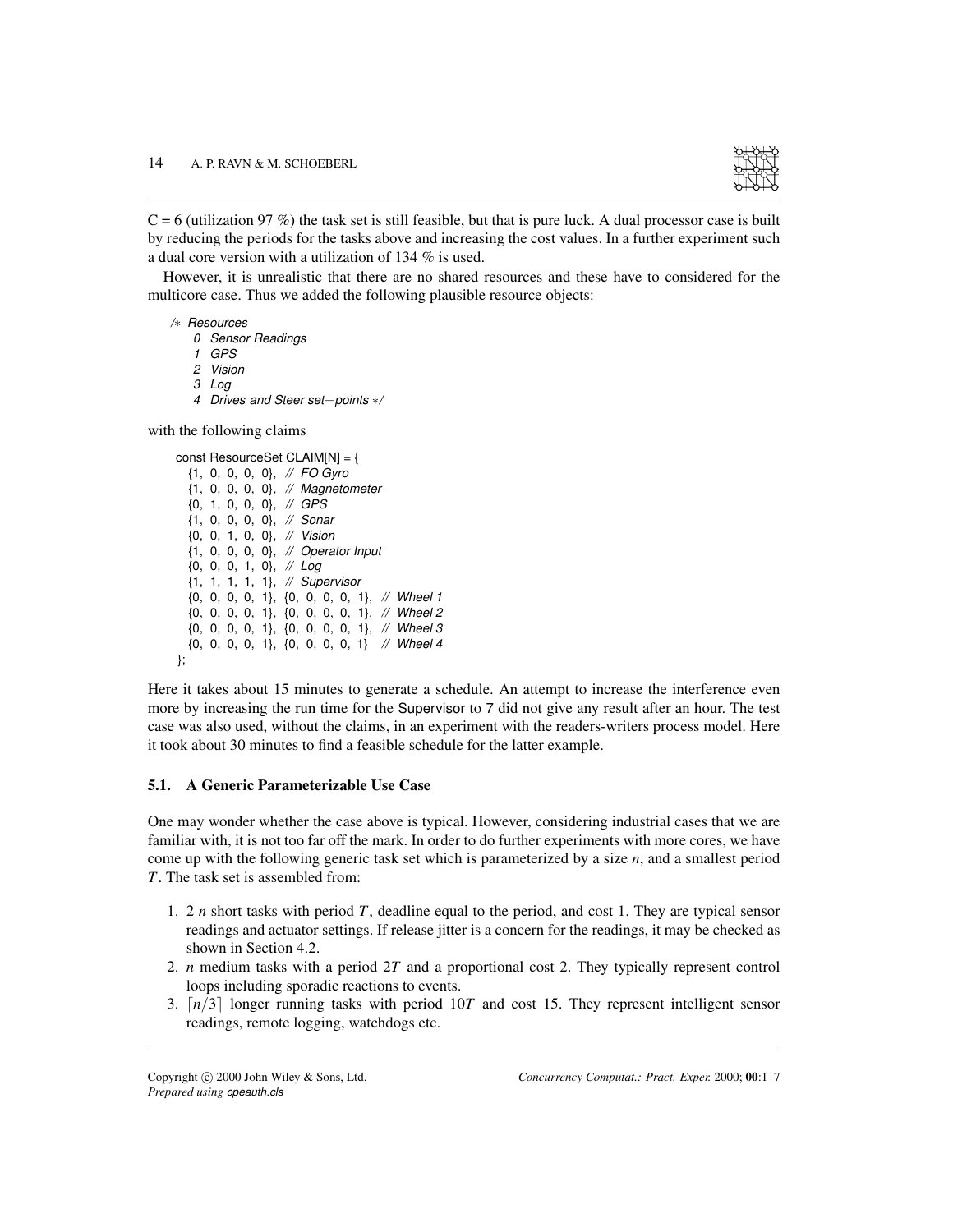C = 6 (utilization 97 %) the task set is still feasible, but that is pure luck. A dual processor case is built by reducing the periods for the tasks above and increasing the cost values. In a further experiment such a dual core version with a utilization of 134 % is used.

However, it is unrealistic that there are no shared resources and these have to considered for the multicore case. Thus we added the following plausible resource objects:

```
/* Resources
   0 Sensor Readings
   1 GPS
   2 Vision
   3 Log
   4 Drives and Steer set-points */
```

with the following claims

```
const ResourceSet CLAIM[N] = {
  {1, 0, 0, 0, 0}, // FO Gyro
  {1, 0, 0, 0, 0}, // Magnetometer
  {0, 1, 0, 0, 0}, // GPS
  {1, 0, 0, 0, 0}, // Sonar
  {0, 0, 1, 0, 0}, // Vision
  {1, 0, 0, 0, 0}, // Operator Input
  {0, 0, 0, 1, 0}, // Log
  {1, 1, 1, 1, 1}, // Supervisor
  {0, 0, 0, 0, 1}, {0, 0, 0, 0, 1}, // Wheel 1
  {0, 0, 0, 0, 1}, {0, 0, 0, 0, 1}, // Wheel 2
  {0, 0, 0, 0, 1}, {0, 0, 0, 0, 1}, // Wheel 3
  {0, 0, 0, 0, 1}, {0, 0, 0, 0, 1}  // Wheel 4
};
```

Here it takes about 15 minutes to generate a schedule. An attempt to increase the interference even more by increasing the run time for the Supervisor to 7 did not give any result after an hour. The test case was also used, without the claims, in an experiment with the readers-writers process model. Here it took about 30 minutes to find a feasible schedule for the latter example.

### 5.1. A Generic Parameterizable Use Case

One may wonder whether the case above is typical. However, considering industrial cases that we are familiar with, it is not too far off the mark. In order to do further experiments with more cores, we have come up with the following generic task set which is parameterized by a size $n$, and a smallest period $T$. The task set is assembled from:

1. $2\ n$ short tasks with period $T$, deadline equal to the period, and cost 1. They are typical sensor readings and actuator settings. If release jitter is a concern for the readings, it may be checked as shown in Section 4.2.
2. $n$ medium tasks with a period $2T$ and a proportional cost 2. They typically represent control loops including sporadic reactions to events.
3. $\lceil n/3 \rceil$ longer running tasks with period $10T$ and cost 15. They represent intelligent sensor readings, remote logging, watchdogs etc.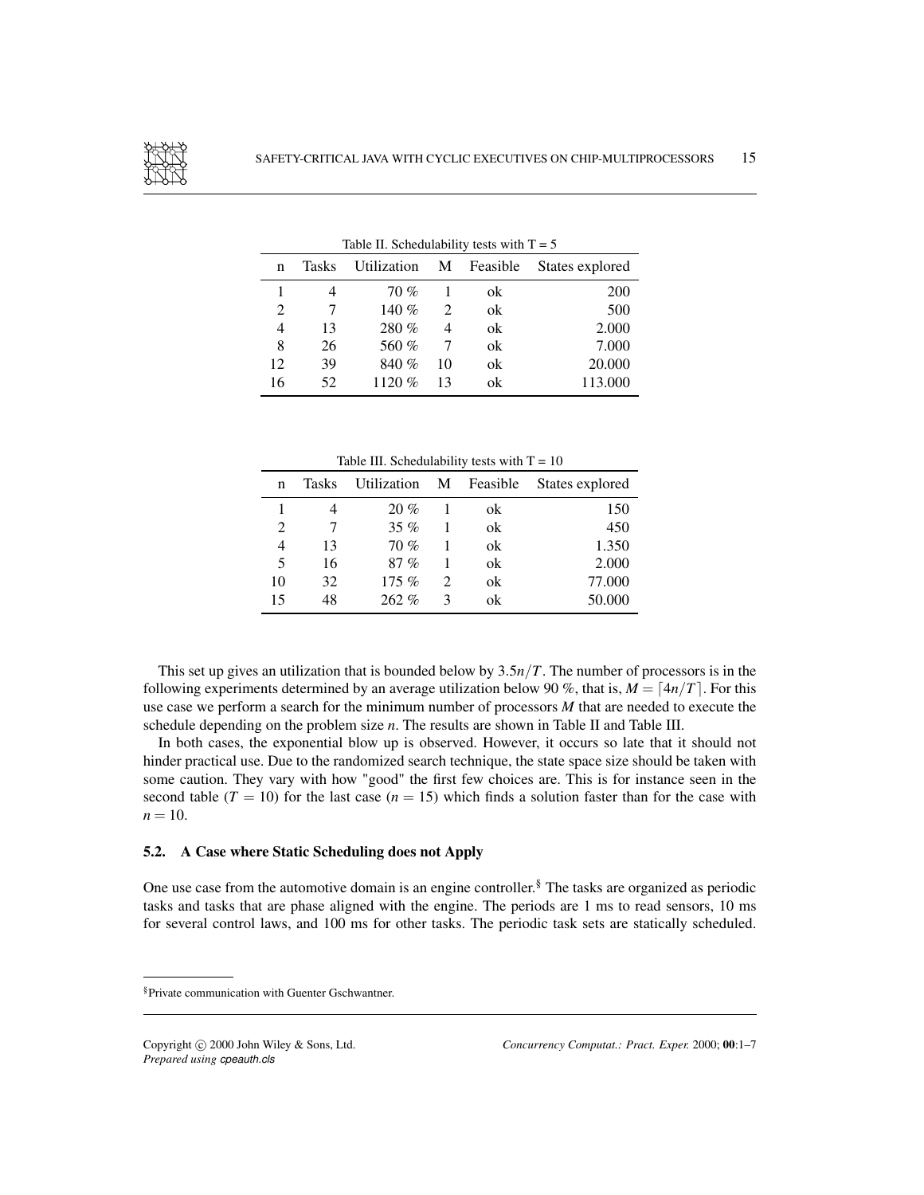Table II. Schedulability tests with T = 5

| n | Tasks | Utilization | M | Feasible | States explored |
|---|---|---|---|---|---|
| 1 | 4 | 70 % | 1 | ok | 200 |
| 2 | 7 | 140 % | 2 | ok | 500 |
| 4 | 13 | 280 % | 4 | ok | 2.000 |
| 8 | 26 | 560 % | 7 | ok | 7.000 |
| 12 | 39 | 840 % | 10 | ok | 20.000 |
| 16 | 52 | 1120 % | 13 | ok | 113.000 |

Table III. Schedulability tests with T = 10

| n | Tasks | Utilization | M | Feasible | States explored |
|---|---|---|---|---|---|
| 1 | 4 | 20 % | 1 | ok | 150 |
| 2 | 7 | 35 % | 1 | ok | 450 |
| 4 | 13 | 70 % | 1 | ok | 1.350 |
| 5 | 16 | 87 % | 1 | ok | 2.000 |
| 10 | 32 | 175 % | 2 | ok | 77.000 |
| 15 | 48 | 262 % | 3 | ok | 50.000 |

This set up gives an utilization that is bounded below by $3.5n/T$. The number of processors is in the following experiments determined by an average utilization below 90 %, that is, $M = \lceil 4n/T \rceil$. For this use case we perform a search for the minimum number of processors $M$ that are needed to execute the schedule depending on the problem size $n$. The results are shown in Table II and Table III.

In both cases, the exponential blow up is observed. However, it occurs so late that it should not hinder practical use. Due to the randomized search technique, the state space size should be taken with some caution. They vary with how "good" the first few choices are. This is for instance seen in the second table ($T = 10$) for the last case ($n = 15$) which finds a solution faster than for the case with $n = 10$.

### 5.2. A Case where Static Scheduling does not Apply

One use case from the automotive domain is an engine controller.[§] The tasks are organized as periodic tasks and tasks that are phase aligned with the engine. The periods are 1 ms to read sensors, 10 ms for several control laws, and 100 ms for other tasks. The periodic task sets are statically scheduled.

[§] Private communication with Guenter Gschwantner.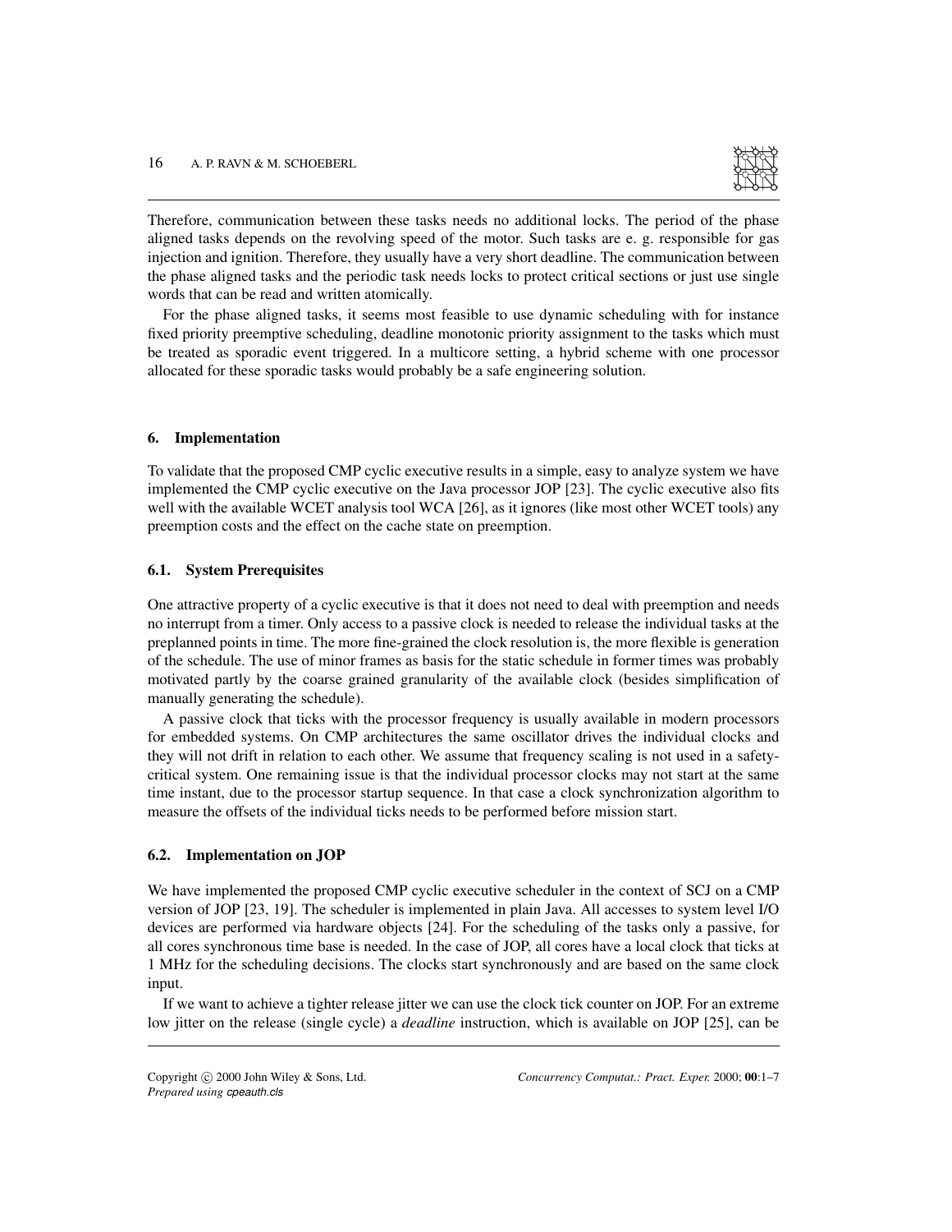Therefore, communication between these tasks needs no additional locks. The period of the phase aligned tasks depends on the revolving speed of the motor. Such tasks are e. g. responsible for gas injection and ignition. Therefore, they usually have a very short deadline. The communication between the phase aligned tasks and the periodic task needs locks to protect critical sections or just use single words that can be read and written atomically.

For the phase aligned tasks, it seems most feasible to use dynamic scheduling with for instance fixed priority preemptive scheduling, deadline monotonic priority assignment to the tasks which must be treated as sporadic event triggered. In a multicore setting, a hybrid scheme with one processor allocated for these sporadic tasks would probably be a safe engineering solution.

## 6. Implementation

To validate that the proposed CMP cyclic executive results in a simple, easy to analyze system we have implemented the CMP cyclic executive on the Java processor JOP [23]. The cyclic executive also fits well with the available WCET analysis tool WCA [26], as it ignores (like most other WCET tools) any preemption costs and the effect on the cache state on preemption.

### 6.1. System Prerequisites

One attractive property of a cyclic executive is that it does not need to deal with preemption and needs no interrupt from a timer. Only access to a passive clock is needed to release the individual tasks at the preplanned points in time. The more fine-grained the clock resolution is, the more flexible is generation of the schedule. The use of minor frames as basis for the static schedule in former times was probably motivated partly by the coarse grained granularity of the available clock (besides simplification of manually generating the schedule).

A passive clock that ticks with the processor frequency is usually available in modern processors for embedded systems. On CMP architectures the same oscillator drives the individual clocks and they will not drift in relation to each other. We assume that frequency scaling is not used in a safety-critical system. One remaining issue is that the individual processor clocks may not start at the same time instant, due to the processor startup sequence. In that case a clock synchronization algorithm to measure the offsets of the individual ticks needs to be performed before mission start.

### 6.2. Implementation on JOP

We have implemented the proposed CMP cyclic executive scheduler in the context of SCJ on a CMP version of JOP [23, 19]. The scheduler is implemented in plain Java. All accesses to system level I/O devices are performed via hardware objects [24]. For the scheduling of the tasks only a passive, for all cores synchronous time base is needed. In the case of JOP, all cores have a local clock that ticks at 1 MHz for the scheduling decisions. The clocks start synchronously and are based on the same clock input.

If we want to achieve a tighter release jitter we can use the clock tick counter on JOP. For an extreme low jitter on the release (single cycle) a *deadline* instruction, which is available on JOP [25], can be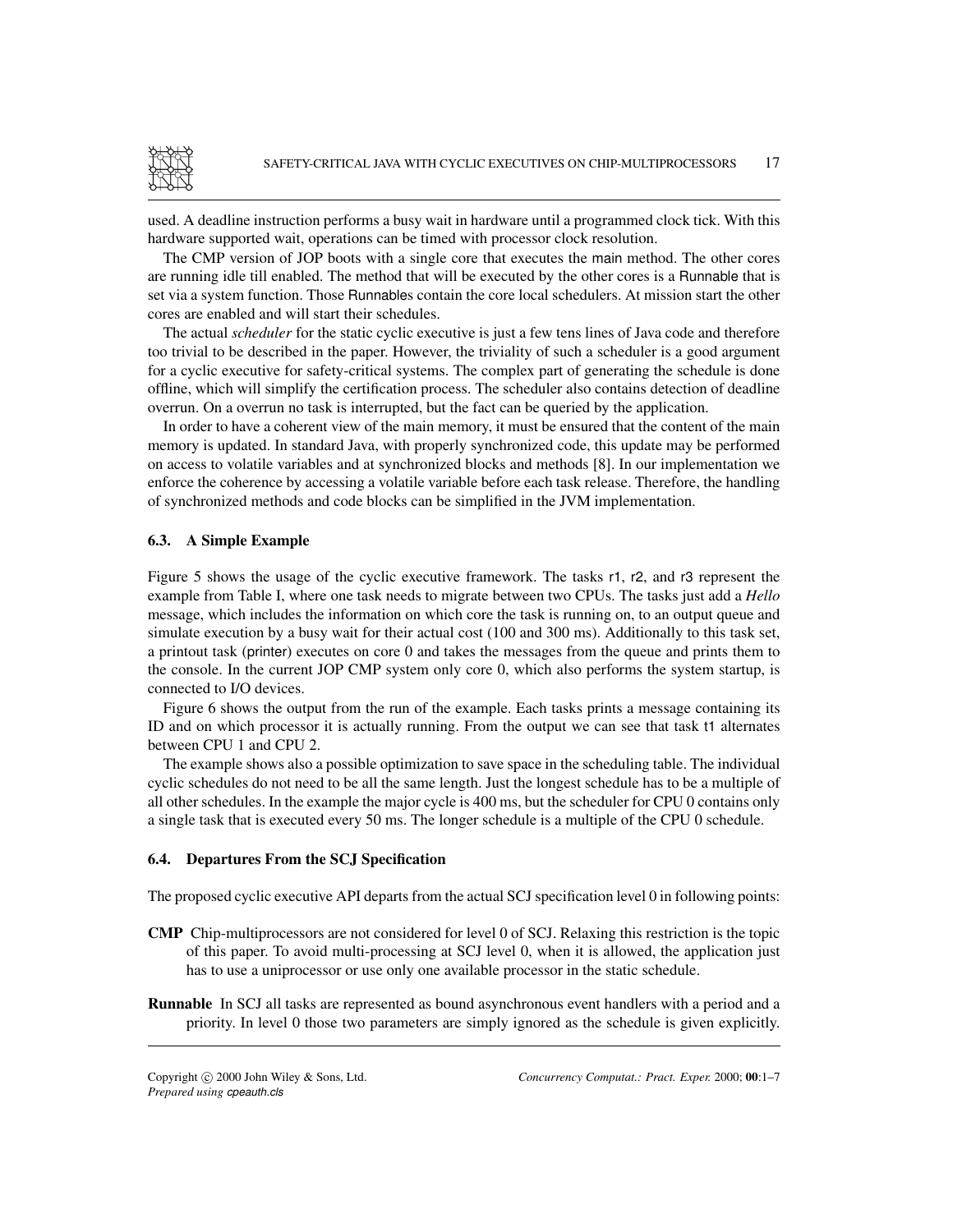used. A deadline instruction performs a busy wait in hardware until a programmed clock tick. With this hardware supported wait, operations can be timed with processor clock resolution.

The CMP version of JOP boots with a single core that executes the main method. The other cores are running idle till enabled. The method that will be executed by the other cores is a Runnable that is set via a system function. Those Runnables contain the core local schedulers. At mission start the other cores are enabled and will start their schedules.

The actual *scheduler* for the static cyclic executive is just a few tens lines of Java code and therefore too trivial to be described in the paper. However, the triviality of such a scheduler is a good argument for a cyclic executive for safety-critical systems. The complex part of generating the schedule is done offline, which will simplify the certification process. The scheduler also contains detection of deadline overrun. On a overrun no task is interrupted, but the fact can be queried by the application.

In order to have a coherent view of the main memory, it must be ensured that the content of the main memory is updated. In standard Java, with properly synchronized code, this update may be performed on access to volatile variables and at synchronized blocks and methods [8]. In our implementation we enforce the coherence by accessing a volatile variable before each task release. Therefore, the handling of synchronized methods and code blocks can be simplified in the JVM implementation.

### 6.3. A Simple Example

Figure 5 shows the usage of the cyclic executive framework. The tasks r1, r2, and r3 represent the example from Table I, where one task needs to migrate between two CPUs. The tasks just add a *Hello* message, which includes the information on which core the task is running on, to an output queue and simulate execution by a busy wait for their actual cost (100 and 300 ms). Additionally to this task set, a printout task (printer) executes on core 0 and takes the messages from the queue and prints them to the console. In the current JOP CMP system only core 0, which also performs the system startup, is connected to I/O devices.

Figure 6 shows the output from the run of the example. Each tasks prints a message containing its ID and on which processor it is actually running. From the output we can see that task t1 alternates between CPU 1 and CPU 2.

The example shows also a possible optimization to save space in the scheduling table. The individual cyclic schedules do not need to be all the same length. Just the longest schedule has to be a multiple of all other schedules. In the example the major cycle is 400 ms, but the scheduler for CPU 0 contains only a single task that is executed every 50 ms. The longer schedule is a multiple of the CPU 0 schedule.

### 6.4. Departures From the SCJ Specification

The proposed cyclic executive API departs from the actual SCJ specification level 0 in following points:

**CMP** Chip-multiprocessors are not considered for level 0 of SCJ. Relaxing this restriction is the topic of this paper. To avoid multi-processing at SCJ level 0, when it is allowed, the application just has to use a uniprocessor or use only one available processor in the static schedule.

**Runnable** In SCJ all tasks are represented as bound asynchronous event handlers with a period and a priority. In level 0 those two parameters are simply ignored as the schedule is given explicitly.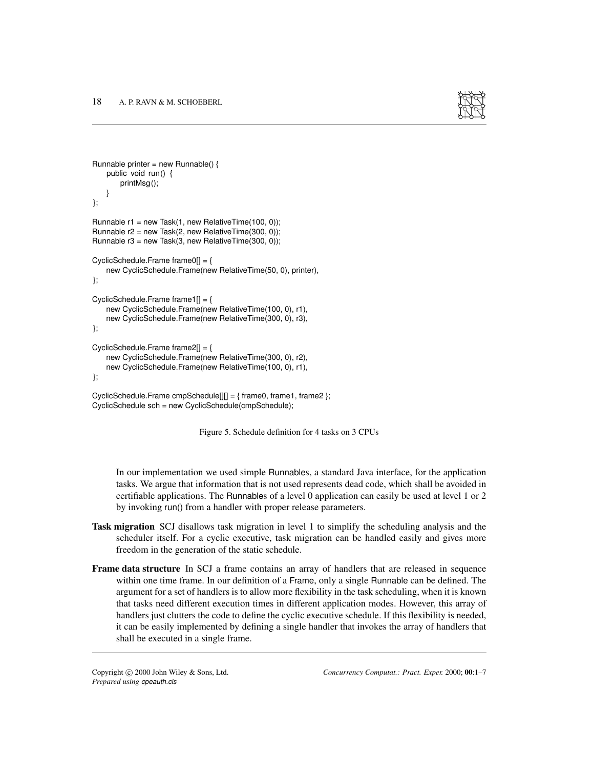```
Runnable printer = new Runnable() {
    public void run() {
        printMsg();
    }
};

Runnable r1 = new Task(1, new RelativeTime(100, 0));
Runnable r2 = new Task(2, new RelativeTime(300, 0));
Runnable r3 = new Task(3, new RelativeTime(300, 0));

CyclicSchedule.Frame frame0[] = {
    new CyclicSchedule.Frame(new RelativeTime(50, 0), printer),
};

CyclicSchedule.Frame frame1[] = {
    new CyclicSchedule.Frame(new RelativeTime(100, 0), r1),
    new CyclicSchedule.Frame(new RelativeTime(300, 0), r3),
};

CyclicSchedule.Frame frame2[] = {
    new CyclicSchedule.Frame(new RelativeTime(300, 0), r2),
    new CyclicSchedule.Frame(new RelativeTime(100, 0), r1),
};

CyclicSchedule.Frame cmpSchedule[][] = { frame0, frame1, frame2 };
CyclicSchedule sch = new CyclicSchedule(cmpSchedule);
```

Figure 5. Schedule definition for 4 tasks on 3 CPUs

In our implementation we used simple Runnables, a standard Java interface, for the application tasks. We argue that information that is not used represents dead code, which shall be avoided in certifiable applications. The Runnables of a level 0 application can easily be used at level 1 or 2 by invoking run() from a handler with proper release parameters.

**Task migration** SCJ disallows task migration in level 1 to simplify the scheduling analysis and the scheduler itself. For a cyclic executive, task migration can be handled easily and gives more freedom in the generation of the static schedule.

**Frame data structure** In SCJ a frame contains an array of handlers that are released in sequence within one time frame. In our definition of a Frame, only a single Runnable can be defined. The argument for a set of handlers is to allow more flexibility in the task scheduling, when it is known that tasks need different execution times in different application modes. However, this array of handlers just clutters the code to define the cyclic executive schedule. If this flexibility is needed, it can be easily implemented by defining a single handler that invokes the array of handlers that shall be executed in a single frame.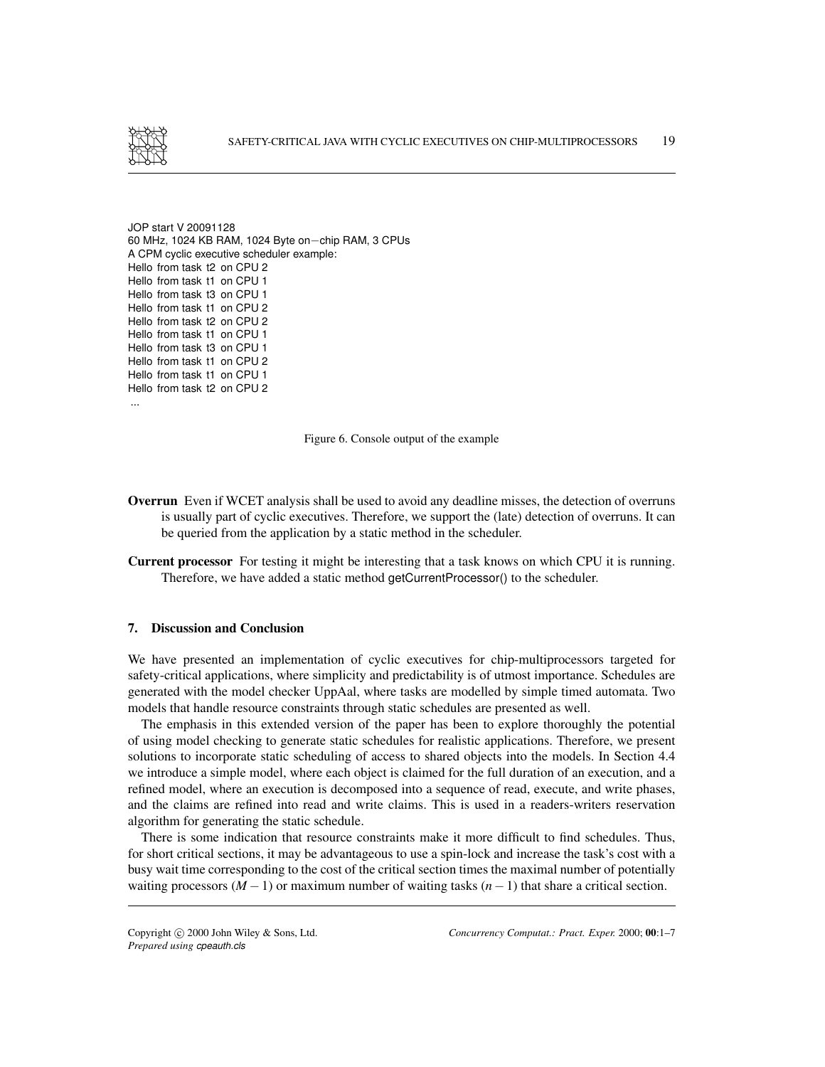```
JOP start V 20091128
60 MHz, 1024 KB RAM, 1024 Byte on−chip RAM, 3 CPUs
A CPM cyclic executive scheduler example:
Hello from task t2 on CPU 2
Hello from task t1 on CPU 1
Hello from task t3 on CPU 1
Hello from task t1 on CPU 2
Hello from task t2 on CPU 2
Hello from task t1 on CPU 1
Hello from task t3 on CPU 1
Hello from task t1 on CPU 2
Hello from task t1 on CPU 1
Hello from task t2 on CPU 2
...
```

Figure 6. Console output of the example

**Overrun** Even if WCET analysis shall be used to avoid any deadline misses, the detection of overruns is usually part of cyclic executives. Therefore, we support the (late) detection of overruns. It can be queried from the application by a static method in the scheduler.

**Current processor** For testing it might be interesting that a task knows on which CPU it is running. Therefore, we have added a static method getCurrentProcessor() to the scheduler.

## 7. Discussion and Conclusion

We have presented an implementation of cyclic executives for chip-multiprocessors targeted for safety-critical applications, where simplicity and predictability is of utmost importance. Schedules are generated with the model checker UppAal, where tasks are modelled by simple timed automata. Two models that handle resource constraints through static schedules are presented as well.

The emphasis in this extended version of the paper has been to explore thoroughly the potential of using model checking to generate static schedules for realistic applications. Therefore, we present solutions to incorporate static scheduling of access to shared objects into the models. In Section 4.4 we introduce a simple model, where each object is claimed for the full duration of an execution, and a refined model, where an execution is decomposed into a sequence of read, execute, and write phases, and the claims are refined into read and write claims. This is used in a readers-writers reservation algorithm for generating the static schedule.

There is some indication that resource constraints make it more difficult to find schedules. Thus, for short critical sections, it may be advantageous to use a spin-lock and increase the task's cost with a busy wait time corresponding to the cost of the critical section times the maximal number of potentially waiting processors $(M-1)$ or maximum number of waiting tasks $(n-1)$ that share a critical section.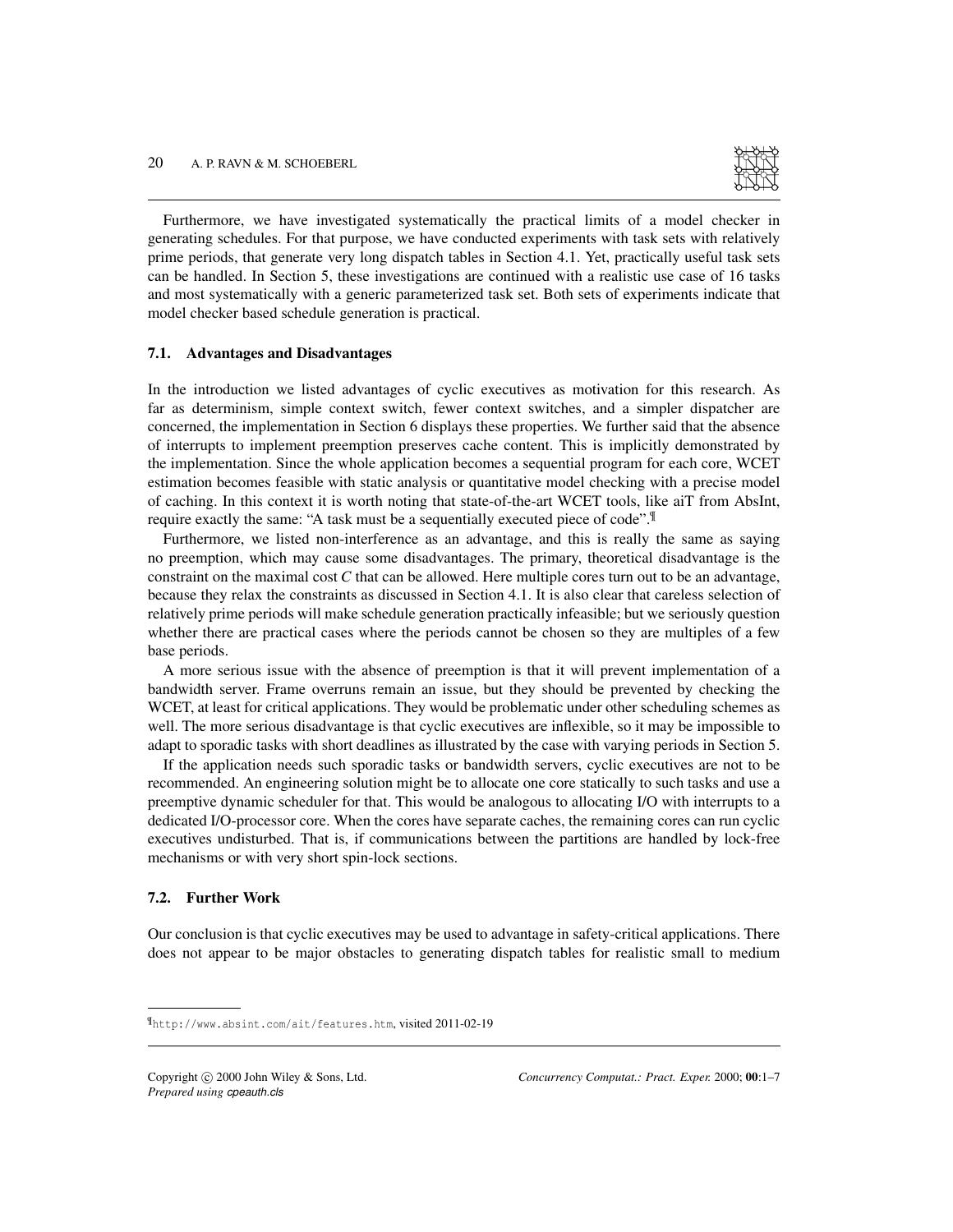Furthermore, we have investigated systematically the practical limits of a model checker in generating schedules. For that purpose, we have conducted experiments with task sets with relatively prime periods, that generate very long dispatch tables in Section 4.1. Yet, practically useful task sets can be handled. In Section 5, these investigations are continued with a realistic use case of 16 tasks and most systematically with a generic parameterized task set. Both sets of experiments indicate that model checker based schedule generation is practical.

### 7.1. Advantages and Disadvantages

In the introduction we listed advantages of cyclic executives as motivation for this research. As far as determinism, simple context switch, fewer context switches, and a simpler dispatcher are concerned, the implementation in Section 6 displays these properties. We further said that the absence of interrupts to implement preemption preserves cache content. This is implicitly demonstrated by the implementation. Since the whole application becomes a sequential program for each core, WCET estimation becomes feasible with static analysis or quantitative model checking with a precise model of caching. In this context it is worth noting that state-of-the-art WCET tools, like aiT from AbsInt, require exactly the same: "A task must be a sequentially executed piece of code".[¶]

Furthermore, we listed non-interference as an advantage, and this is really the same as saying no preemption, which may cause some disadvantages. The primary, theoretical disadvantage is the constraint on the maximal cost $C$ that can be allowed. Here multiple cores turn out to be an advantage, because they relax the constraints as discussed in Section 4.1. It is also clear that careless selection of relatively prime periods will make schedule generation practically infeasible; but we seriously question whether there are practical cases where the periods cannot be chosen so they are multiples of a few base periods.

A more serious issue with the absence of preemption is that it will prevent implementation of a bandwidth server. Frame overruns remain an issue, but they should be prevented by checking the WCET, at least for critical applications. They would be problematic under other scheduling schemes as well. The more serious disadvantage is that cyclic executives are inflexible, so it may be impossible to adapt to sporadic tasks with short deadlines as illustrated by the case with varying periods in Section 5.

If the application needs such sporadic tasks or bandwidth servers, cyclic executives are not to be recommended. An engineering solution might be to allocate one core statically to such tasks and use a preemptive dynamic scheduler for that. This would be analogous to allocating I/O with interrupts to a dedicated I/O-processor core. When the cores have separate caches, the remaining cores can run cyclic executives undisturbed. That is, if communications between the partitions are handled by lock-free mechanisms or with very short spin-lock sections.

### 7.2. Further Work

Our conclusion is that cyclic executives may be used to advantage in safety-critical applications. There does not appear to be major obstacles to generating dispatch tables for realistic small to medium

[¶] http://www.absint.com/ait/features.htm, visited 2011-02-19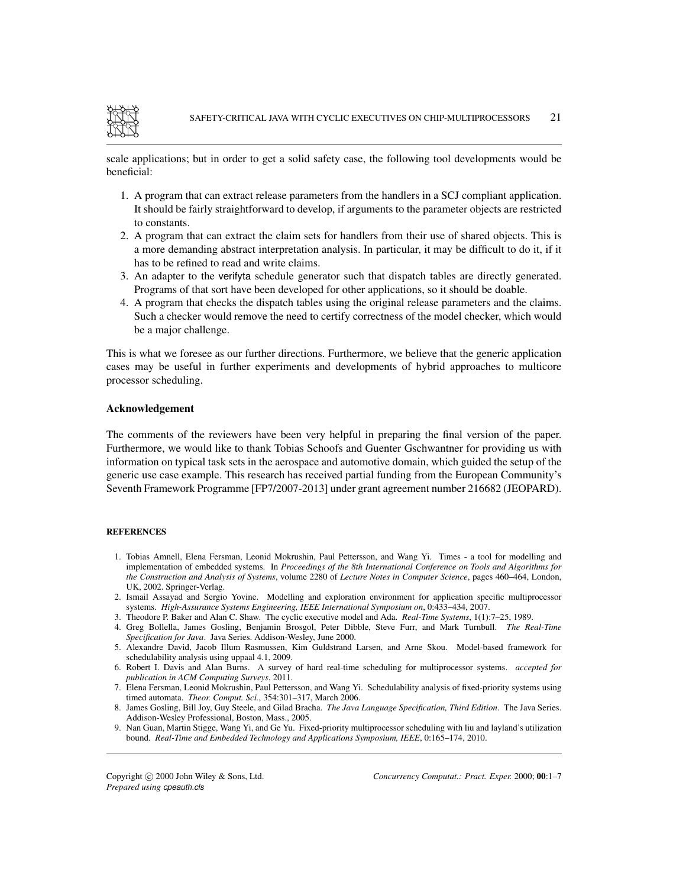scale applications; but in order to get a solid safety case, the following tool developments would be beneficial:

1. A program that can extract release parameters from the handlers in a SCJ compliant application. It should be fairly straightforward to develop, if arguments to the parameter objects are restricted to constants.
2. A program that can extract the claim sets for handlers from their use of shared objects. This is a more demanding abstract interpretation analysis. In particular, it may be difficult to do it, if it has to be refined to read and write claims.
3. An adapter to the verifyta schedule generator such that dispatch tables are directly generated. Programs of that sort have been developed for other applications, so it should be doable.
4. A program that checks the dispatch tables using the original release parameters and the claims. Such a checker would remove the need to certify correctness of the model checker, which would be a major challenge.

This is what we foresee as our further directions. Furthermore, we believe that the generic application cases may be useful in further experiments and developments of hybrid approaches to multicore processor scheduling.

## Acknowledgement

The comments of the reviewers have been very helpful in preparing the final version of the paper. Furthermore, we would like to thank Tobias Schoofs and Guenter Gschwantner for providing us with information on typical task sets in the aerospace and automotive domain, which guided the setup of the generic use case example. This research has received partial funding from the European Community's Seventh Framework Programme [FP7/2007-2013] under grant agreement number 216682 (JEOPARD).

## REFERENCES

1. Tobias Amnell, Elena Fersman, Leonid Mokrushin, Paul Pettersson, and Wang Yi. Times - a tool for modelling and implementation of embedded systems. In *Proceedings of the 8th International Conference on Tools and Algorithms for the Construction and Analysis of Systems*, volume 2280 of *Lecture Notes in Computer Science*, pages 460–464, London, UK, 2002. Springer-Verlag.
2. Ismail Assayad and Sergio Yovine. Modelling and exploration environment for application specific multiprocessor systems. *High-Assurance Systems Engineering, IEEE International Symposium on*, 0:433–434, 2007.
3. Theodore P. Baker and Alan C. Shaw. The cyclic executive model and Ada. *Real-Time Systems*, 1(1):7–25, 1989.
4. Greg Bollella, James Gosling, Benjamin Brosgol, Peter Dibble, Steve Furr, and Mark Turnbull. *The Real-Time Specification for Java*. Java Series. Addison-Wesley, June 2000.
5. Alexandre David, Jacob Illum Rasmussen, Kim Guldstrand Larsen, and Arne Skou. Model-based framework for schedulability analysis using uppaal 4.1, 2009.
6. Robert I. Davis and Alan Burns. A survey of hard real-time scheduling for multiprocessor systems. *accepted for publication in ACM Computing Surveys*, 2011.
7. Elena Fersman, Leonid Mokrushin, Paul Pettersson, and Wang Yi. Schedulability analysis of fixed-priority systems using timed automata. *Theor. Comput. Sci.*, 354:301–317, March 2006.
8. James Gosling, Bill Joy, Guy Steele, and Gilad Bracha. *The Java Language Specification, Third Edition*. The Java Series. Addison-Wesley Professional, Boston, Mass., 2005.
9. Nan Guan, Martin Stigge, Wang Yi, and Ge Yu. Fixed-priority multiprocessor scheduling with liu and layland's utilization bound. *Real-Time and Embedded Technology and Applications Symposium, IEEE*, 0:165–174, 2010.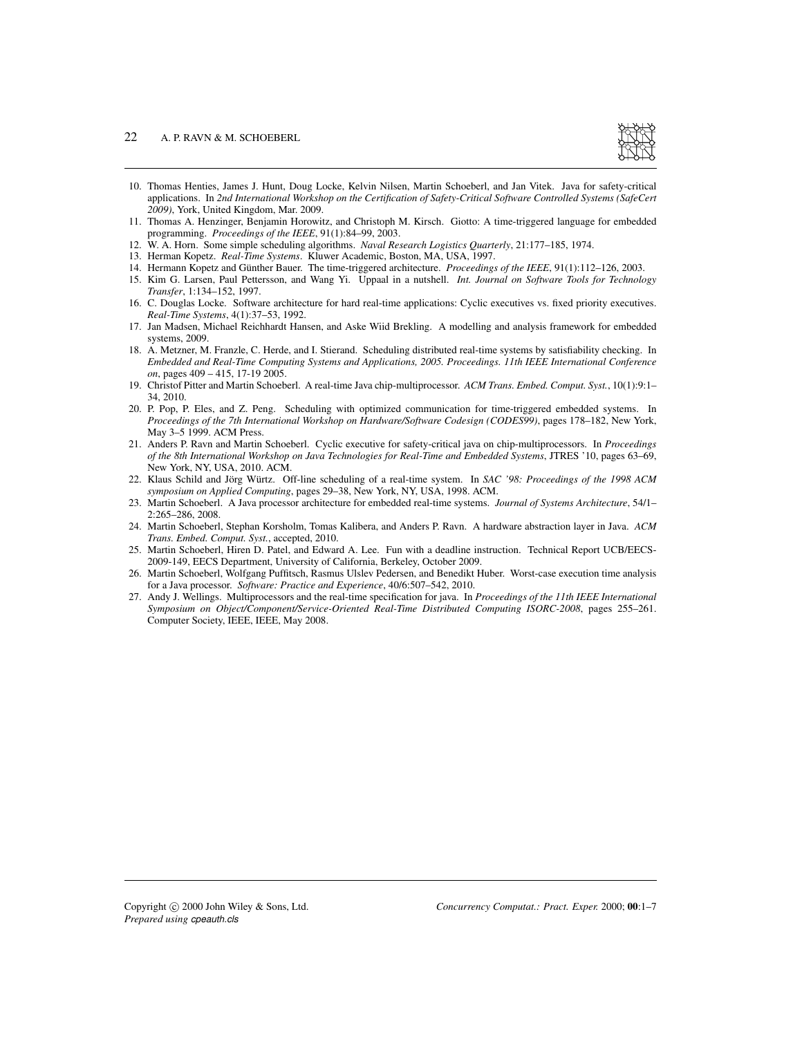10. Thomas Henties, James J. Hunt, Doug Locke, Kelvin Nilsen, Martin Schoeberl, and Jan Vitek. Java for safety-critical applications. In *2nd International Workshop on the Certification of Safety-Critical Software Controlled Systems (SafeCert 2009)*, York, United Kingdom, Mar. 2009.
11. Thomas A. Henzinger, Benjamin Horowitz, and Christoph M. Kirsch. Giotto: A time-triggered language for embedded programming. *Proceedings of the IEEE*, 91(1):84–99, 2003.
12. W. A. Horn. Some simple scheduling algorithms. *Naval Research Logistics Quarterly*, 21:177–185, 1974.
13. Herman Kopetz. *Real-Time Systems*. Kluwer Academic, Boston, MA, USA, 1997.
14. Hermann Kopetz and Günther Bauer. The time-triggered architecture. *Proceedings of the IEEE*, 91(1):112–126, 2003.
15. Kim G. Larsen, Paul Pettersson, and Wang Yi. Uppaal in a nutshell. *Int. Journal on Software Tools for Technology Transfer*, 1:134–152, 1997.
16. C. Douglas Locke. Software architecture for hard real-time applications: Cyclic executives vs. fixed priority executives. *Real-Time Systems*, 4(1):37–53, 1992.
17. Jan Madsen, Michael Reichhardt Hansen, and Aske Wiid Brekling. A modelling and analysis framework for embedded systems, 2009.
18. A. Metzner, M. Franzle, C. Herde, and I. Stierand. Scheduling distributed real-time systems by satisfiability checking. In *Embedded and Real-Time Computing Systems and Applications, 2005. Proceedings. 11th IEEE International Conference on*, pages 409 – 415, 17-19 2005.
19. Christof Pitter and Martin Schoeberl. A real-time Java chip-multiprocessor. *ACM Trans. Embed. Comput. Syst.*, 10(1):9:1–34, 2010.
20. P. Pop, P. Eles, and Z. Peng. Scheduling with optimized communication for time-triggered embedded systems. In *Proceedings of the 7th International Workshop on Hardware/Software Codesign (CODES99)*, pages 178–182, New York, May 3–5 1999. ACM Press.
21. Anders P. Ravn and Martin Schoeberl. Cyclic executive for safety-critical java on chip-multiprocessors. In *Proceedings of the 8th International Workshop on Java Technologies for Real-Time and Embedded Systems*, JTRES '10, pages 63–69, New York, NY, USA, 2010. ACM.
22. Klaus Schild and Jörg Würtz. Off-line scheduling of a real-time system. In *SAC '98: Proceedings of the 1998 ACM symposium on Applied Computing*, pages 29–38, New York, NY, USA, 1998. ACM.
23. Martin Schoeberl. A Java processor architecture for embedded real-time systems. *Journal of Systems Architecture*, 54/1–2:265–286, 2008.
24. Martin Schoeberl, Stephan Korsholm, Tomas Kalibera, and Anders P. Ravn. A hardware abstraction layer in Java. *ACM Trans. Embed. Comput. Syst.*, accepted, 2010.
25. Martin Schoeberl, Hiren D. Patel, and Edward A. Lee. Fun with a deadline instruction. Technical Report UCB/EECS-2009-149, EECS Department, University of California, Berkeley, October 2009.
26. Martin Schoeberl, Wolfgang Puffitsch, Rasmus Ulslev Pedersen, and Benedikt Huber. Worst-case execution time analysis for a Java processor. *Software: Practice and Experience*, 40/6:507–542, 2010.
27. Andy J. Wellings. Multiprocessors and the real-time specification for java. In *Proceedings of the 11th IEEE International Symposium on Object/Component/Service-Oriented Real-Time Distributed Computing ISORC-2008*, pages 255–261. Computer Society, IEEE, IEEE, May 2008.